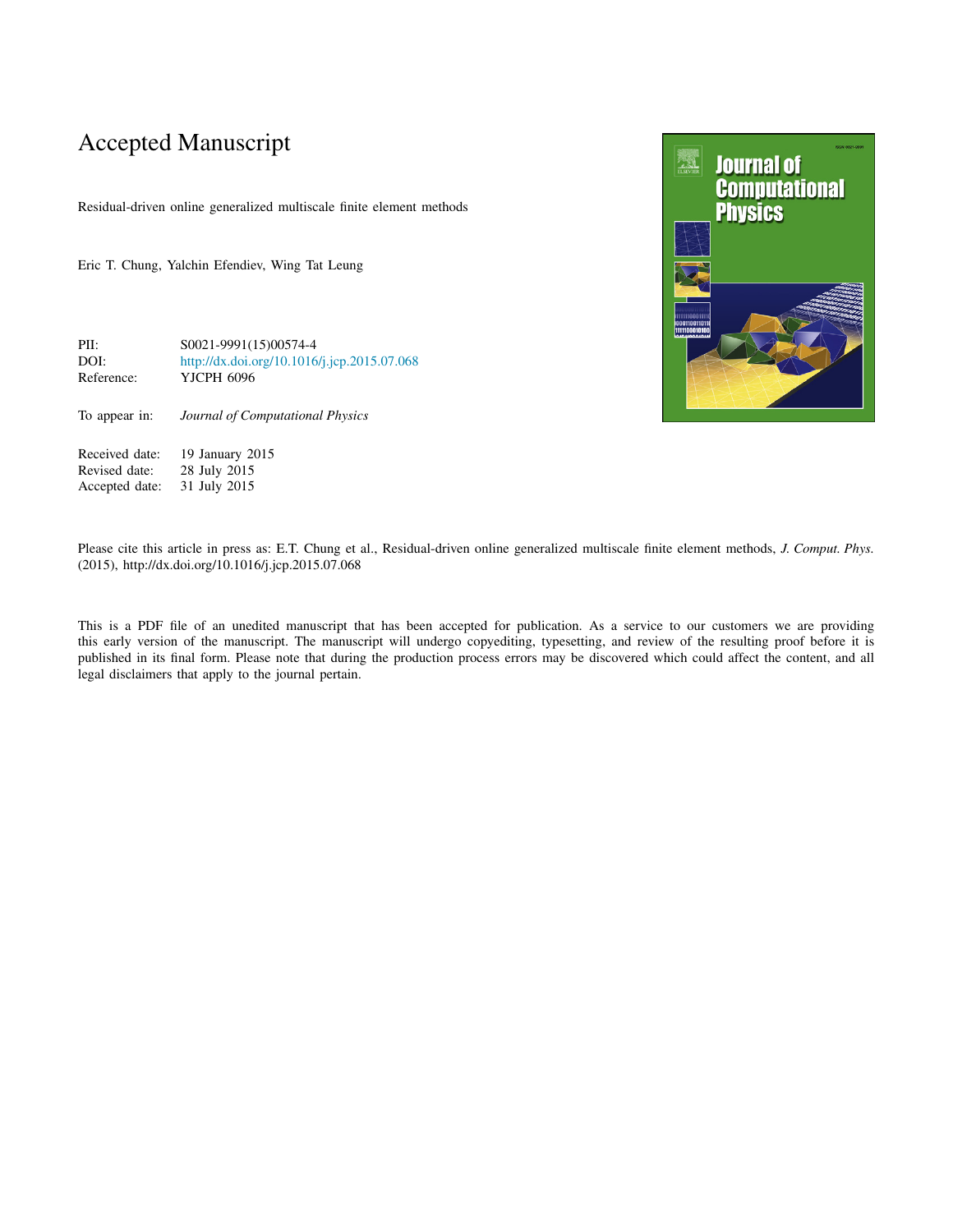# Accepted Manuscript

Residual-driven online generalized multiscale finite element methods

Eric T. Chung, Yalchin Efendiev, Wing Tat Leung

| | |
|---|---|
| PII: | S0021-9991(15)00574-4 |
| DOI: | http://dx.doi.org/10.1016/j.jcp.2015.07.068 |
| Reference: | YJCPH 6096 |

To appear in: *Journal of Computational Physics*

| | |
|---|---|
| Received date: | 19 January 2015 |
| Revised date: | 28 July 2015 |
| Accepted date: | 31 July 2015 |

Please cite this article in press as: E.T. Chung et al., Residual-driven online generalized multiscale finite element methods, *J. Comput. Phys.* (2015), http://dx.doi.org/10.1016/j.jcp.2015.07.068

This is a PDF file of an unedited manuscript that has been accepted for publication. As a service to our customers we are providing this early version of the manuscript. The manuscript will undergo copyediting, typesetting, and review of the resulting proof before it is published in its final form. Please note that during the production process errors may be discovered which could affect the content, and all legal disclaimers that apply to the journal pertain.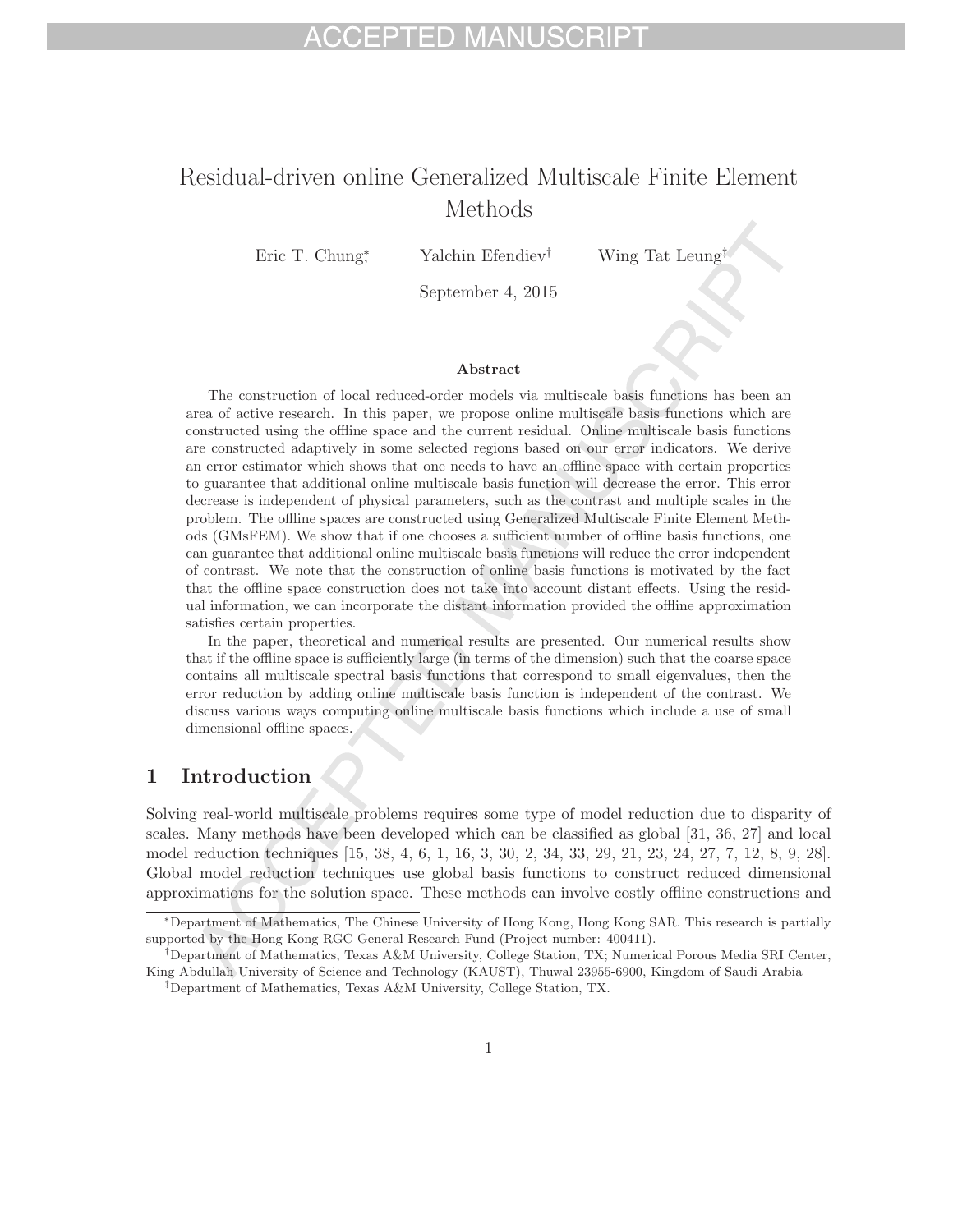# Residual-driven online Generalized Multiscale Finite Element Methods

Eric T. Chung[*] Yalchin Efendiev[†] Wing Tat Leung[‡]

September 4, 2015

### Abstract

The construction of local reduced-order models via multiscale basis functions has been an area of active research. In this paper, we propose online multiscale basis functions which are constructed using the offline space and the current residual. Online multiscale basis functions are constructed adaptively in some selected regions based on our error indicators. We derive an error estimator which shows that one needs to have an offline space with certain properties to guarantee that additional online multiscale basis function will decrease the error. This error decrease is independent of physical parameters, such as the contrast and multiple scales in the problem. The offline spaces are constructed using Generalized Multiscale Finite Element Methods (GMsFEM). We show that if one chooses a sufficient number of offline basis functions, one can guarantee that additional online multiscale basis functions will reduce the error independent of contrast. We note that the construction of online basis functions is motivated by the fact that the offline space construction does not take into account distant effects. Using the residual information, we can incorporate the distant information provided the offline approximation satisfies certain properties.

In the paper, theoretical and numerical results are presented. Our numerical results show that if the offline space is sufficiently large (in terms of the dimension) such that the coarse space contains all multiscale spectral basis functions that correspond to small eigenvalues, then the error reduction by adding online multiscale basis function is independent of the contrast. We discuss various ways computing online multiscale basis functions which include a use of small dimensional offline spaces.

## 1 Introduction

Solving real-world multiscale problems requires some type of model reduction due to disparity of scales. Many methods have been developed which can be classified as global [31, 36, 27] and local model reduction techniques [15, 38, 4, 6, 1, 16, 3, 30, 2, 34, 33, 29, 21, 23, 24, 27, 7, 12, 8, 9, 28]. Global model reduction techniques use global basis functions to construct reduced dimensional approximations for the solution space. These methods can involve costly offline constructions and

---

[*] Department of Mathematics, The Chinese University of Hong Kong, Hong Kong SAR. This research is partially supported by the Hong Kong RGC General Research Fund (Project number: 400411).

[†] Department of Mathematics, Texas A&M University, College Station, TX; Numerical Porous Media SRI Center, King Abdullah University of Science and Technology (KAUST), Thuwal 23955-6900, Kingdom of Saudi Arabia

[‡] Department of Mathematics, Texas A&M University, College Station, TX.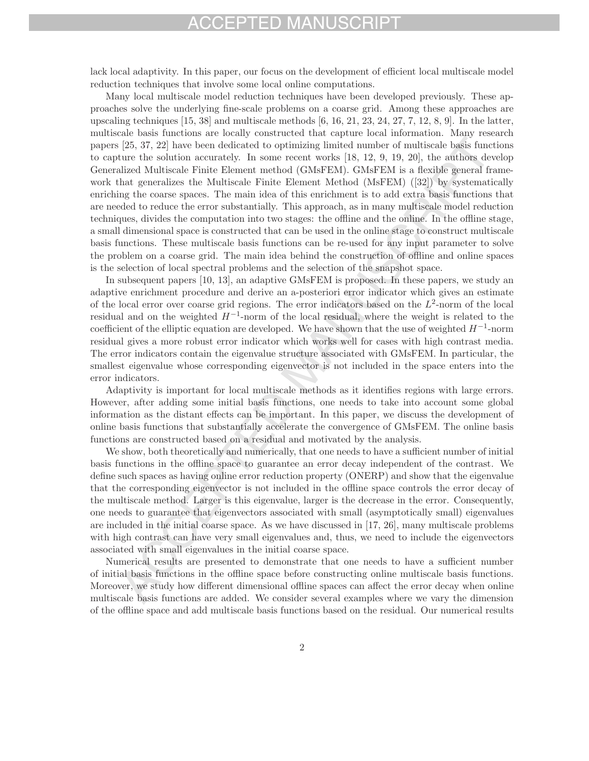lack local adaptivity. In this paper, our focus on the development of efficient local multiscale model reduction techniques that involve some local online computations.

Many local multiscale model reduction techniques have been developed previously. These approaches solve the underlying fine-scale problems on a coarse grid. Among these approaches are upscaling techniques [15, 38] and multiscale methods [6, 16, 21, 23, 24, 27, 7, 12, 8, 9]. In the latter, multiscale basis functions are locally constructed that capture local information. Many research papers [25, 37, 22] have been dedicated to optimizing limited number of multiscale basis functions to capture the solution accurately. In some recent works [18, 12, 9, 19, 20], the authors develop Generalized Multiscale Finite Element method (GMsFEM). GMsFEM is a flexible general framework that generalizes the Multiscale Finite Element Method (MsFEM) ([32]) by systematically enriching the coarse spaces. The main idea of this enrichment is to add extra basis functions that are needed to reduce the error substantially. This approach, as in many multiscale model reduction techniques, divides the computation into two stages: the offline and the online. In the offline stage, a small dimensional space is constructed that can be used in the online stage to construct multiscale basis functions. These multiscale basis functions can be re-used for any input parameter to solve the problem on a coarse grid. The main idea behind the construction of offline and online spaces is the selection of local spectral problems and the selection of the snapshot space.

In subsequent papers [10, 13], an adaptive GMsFEM is proposed. In these papers, we study an adaptive enrichment procedure and derive an a-posteriori error indicator which gives an estimate of the local error over coarse grid regions. The error indicators based on the $L^2$-norm of the local residual and on the weighted $H^{-1}$-norm of the local residual, where the weight is related to the coefficient of the elliptic equation are developed. We have shown that the use of weighted $H^{-1}$-norm residual gives a more robust error indicator which works well for cases with high contrast media. The error indicators contain the eigenvalue structure associated with GMsFEM. In particular, the smallest eigenvalue whose corresponding eigenvector is not included in the space enters into the error indicators.

Adaptivity is important for local multiscale methods as it identifies regions with large errors. However, after adding some initial basis functions, one needs to take into account some global information as the distant effects can be important. In this paper, we discuss the development of online basis functions that substantially accelerate the convergence of GMsFEM. The online basis functions are constructed based on a residual and motivated by the analysis.

We show, both theoretically and numerically, that one needs to have a sufficient number of initial basis functions in the offline space to guarantee an error decay independent of the contrast. We define such spaces as having online error reduction property (ONERP) and show that the eigenvalue that the corresponding eigenvector is not included in the offline space controls the error decay of the multiscale method. Larger is this eigenvalue, larger is the decrease in the error. Consequently, one needs to guarantee that eigenvectors associated with small (asymptotically small) eigenvalues are included in the initial coarse space. As we have discussed in [17, 26], many multiscale problems with high contrast can have very small eigenvalues and, thus, we need to include the eigenvectors associated with small eigenvalues in the initial coarse space.

Numerical results are presented to demonstrate that one needs to have a sufficient number of initial basis functions in the offline space before constructing online multiscale basis functions. Moreover, we study how different dimensional offline spaces can affect the error decay when online multiscale basis functions are added. We consider several examples where we vary the dimension of the offline space and add multiscale basis functions based on the residual. Our numerical results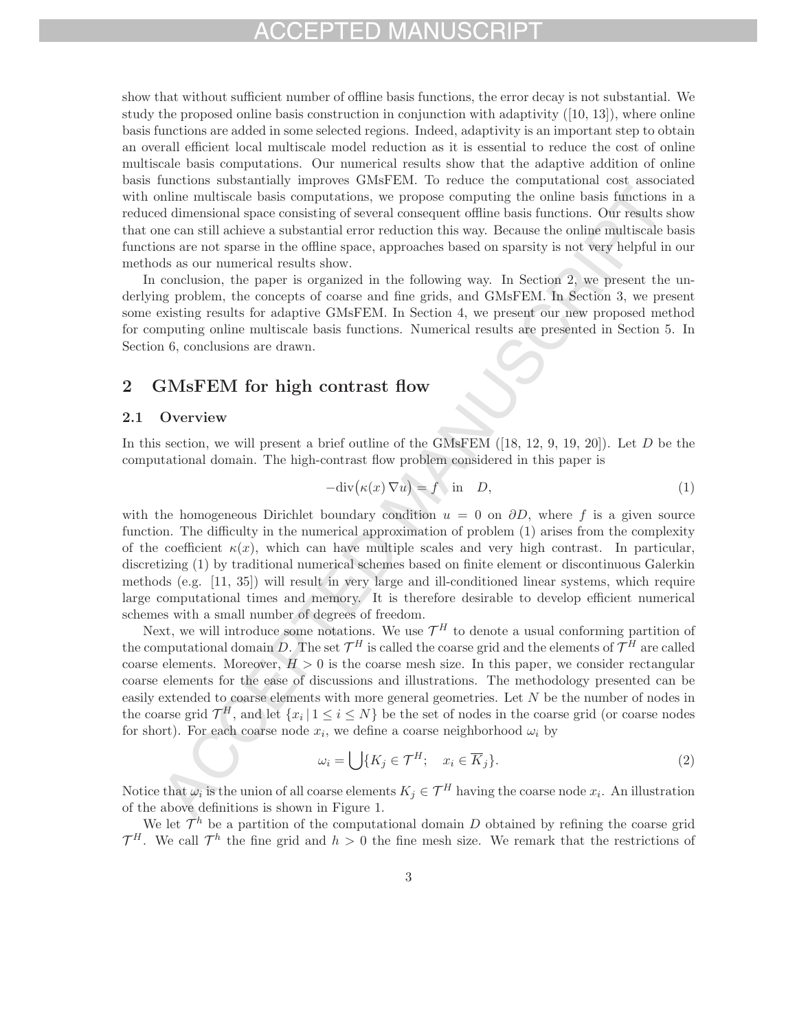show that without sufficient number of offline basis functions, the error decay is not substantial. We study the proposed online basis construction in conjunction with adaptivity ([10, 13]), where online basis functions are added in some selected regions. Indeed, adaptivity is an important step to obtain an overall efficient local multiscale model reduction as it is essential to reduce the cost of online multiscale basis computations. Our numerical results show that the adaptive addition of online basis functions substantially improves GMsFEM. To reduce the computational cost associated with online multiscale basis computations, we propose computing the online basis functions in a reduced dimensional space consisting of several consequent offline basis functions. Our results show that one can still achieve a substantial error reduction this way. Because the online multiscale basis functions are not sparse in the offline space, approaches based on sparsity is not very helpful in our methods as our numerical results show.

In conclusion, the paper is organized in the following way. In Section 2, we present the underlying problem, the concepts of coarse and fine grids, and GMsFEM. In Section 3, we present some existing results for adaptive GMsFEM. In Section 4, we present our new proposed method for computing online multiscale basis functions. Numerical results are presented in Section 5. In Section 6, conclusions are drawn.

## 2 GMsFEM for high contrast flow

### 2.1 Overview

In this section, we will present a brief outline of the GMsFEM ([18, 12, 9, 19, 20]). Let $D$ be the computational domain. The high-contrast flow problem considered in this paper is

$$-\text{div}\big(\kappa(x)\,\nabla u\big) = f \quad \text{in} \quad D, \tag{1}$$

with the homogeneous Dirichlet boundary condition $u = 0$ on $\partial D$, where $f$ is a given source function. The difficulty in the numerical approximation of problem (1) arises from the complexity of the coefficient $\kappa(x)$, which can have multiple scales and very high contrast. In particular, discretizing (1) by traditional numerical schemes based on finite element or discontinuous Galerkin methods (e.g. [11, 35]) will result in very large and ill-conditioned linear systems, which require large computational times and memory. It is therefore desirable to develop efficient numerical schemes with a small number of degrees of freedom.

Next, we will introduce some notations. We use $\mathcal{T}^H$ to denote a usual conforming partition of the computational domain $D$. The set $\mathcal{T}^H$ is called the coarse grid and the elements of $\mathcal{T}^H$ are called coarse elements. Moreover, $H > 0$ is the coarse mesh size. In this paper, we consider rectangular coarse elements for the ease of discussions and illustrations. The methodology presented can be easily extended to coarse elements with more general geometries. Let $N$ be the number of nodes in the coarse grid $\mathcal{T}^H$, and let $\{x_i \,|\, 1 \leq i \leq N\}$ be the set of nodes in the coarse grid (or coarse nodes for short). For each coarse node $x_i$, we define a coarse neighborhood $\omega_i$ by

$$\omega_i = \bigcup\{K_j \in \mathcal{T}^H; \quad x_i \in \overline{K}_j\}. \tag{2}$$

Notice that $\omega_i$ is the union of all coarse elements $K_j \in \mathcal{T}^H$ having the coarse node $x_i$. An illustration of the above definitions is shown in Figure 1.

We let $\mathcal{T}^h$ be a partition of the computational domain $D$ obtained by refining the coarse grid $\mathcal{T}^H$. We call $\mathcal{T}^h$ the fine grid and $h > 0$ the fine mesh size. We remark that the restrictions of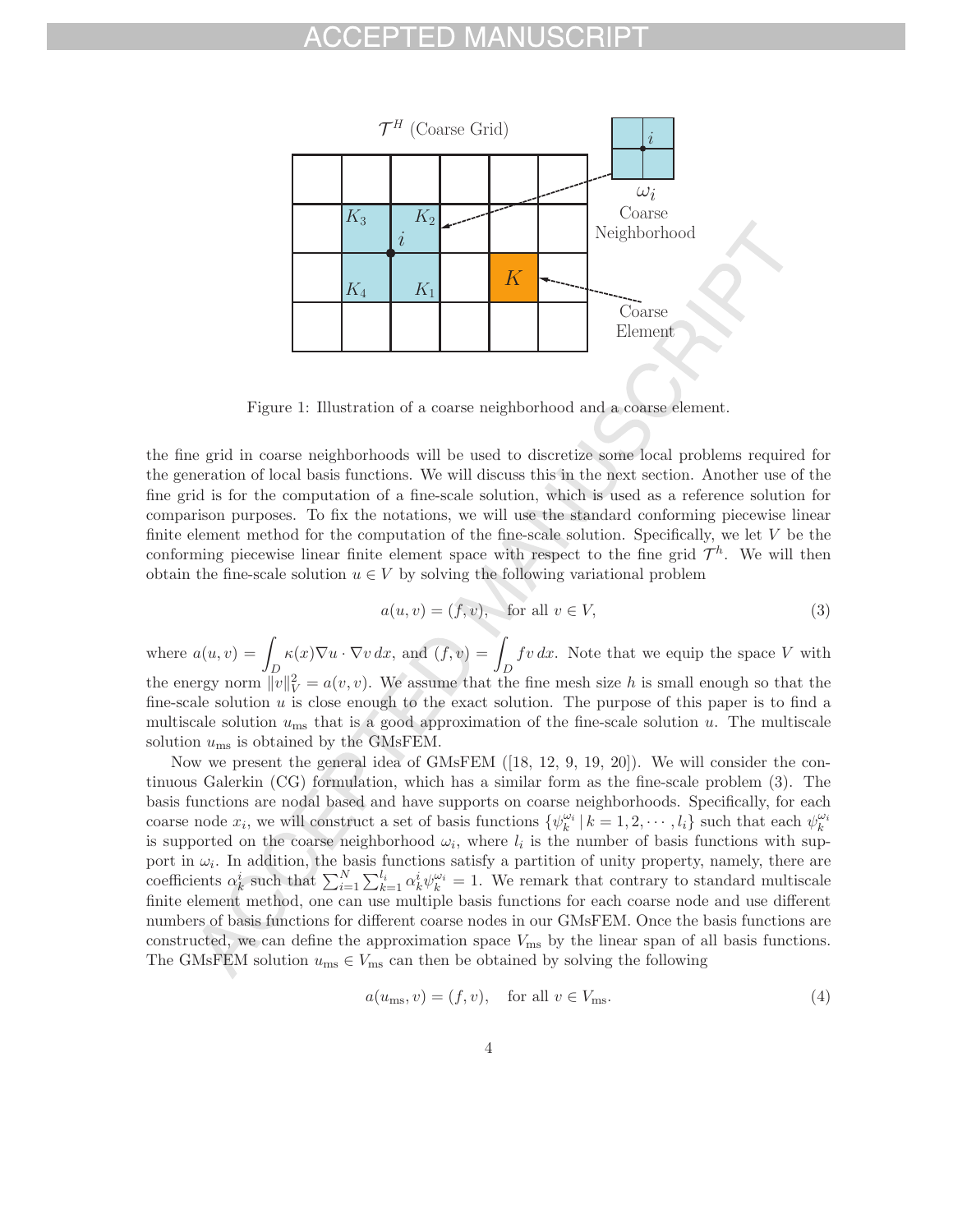Figure 1: Illustration of a coarse neighborhood and a coarse element.

the fine grid in coarse neighborhoods will be used to discretize some local problems required for the generation of local basis functions. We will discuss this in the next section. Another use of the fine grid is for the computation of a fine-scale solution, which is used as a reference solution for comparison purposes. To fix the notations, we will use the standard conforming piecewise linear finite element method for the computation of the fine-scale solution. Specifically, we let $V$ be the conforming piecewise linear finite element space with respect to the fine grid $\mathcal{T}^h$. We will then obtain the fine-scale solution $u \in V$ by solving the following variational problem

$$a(u, v) = (f, v), \quad \text{for all } v \in V, \tag{3}$$

where $a(u, v) = \int_D \kappa(x)\nabla u \cdot \nabla v \, dx$, and $(f, v) = \int_D f v \, dx$. Note that we equip the space $V$ with the energy norm $\|v\|_V^2 = a(v, v)$. We assume that the fine mesh size $h$ is small enough so that the fine-scale solution $u$ is close enough to the exact solution. The purpose of this paper is to find a multiscale solution $u_{\text{ms}}$ that is a good approximation of the fine-scale solution $u$. The multiscale solution $u_{\text{ms}}$ is obtained by the GMsFEM.

Now we present the general idea of GMsFEM ([18, 12, 9, 19, 20]). We will consider the continuous Galerkin (CG) formulation, which has a similar form as the fine-scale problem (3). The basis functions are nodal based and have supports on coarse neighborhoods. Specifically, for each coarse node $x_i$, we will construct a set of basis functions $\{\psi_k^{\omega_i} \,|\, k = 1, 2, \cdots, l_i\}$ such that each $\psi_k^{\omega_i}$ is supported on the coarse neighborhood $\omega_i$, where $l_i$ is the number of basis functions with support in $\omega_i$. In addition, the basis functions satisfy a partition of unity property, namely, there are coefficients $\alpha_k^i$ such that $\sum_{i=1}^N \sum_{k=1}^{l_i} \alpha_k^i \psi_k^{\omega_i} = 1$. We remark that contrary to standard multiscale finite element method, one can use multiple basis functions for each coarse node and use different numbers of basis functions for different coarse nodes in our GMsFEM. Once the basis functions are constructed, we can define the approximation space $V_{\text{ms}}$ by the linear span of all basis functions. The GMsFEM solution $u_{\text{ms}} \in V_{\text{ms}}$ can then be obtained by solving the following

$$a(u_{\text{ms}}, v) = (f, v), \quad \text{for all } v \in V_{\text{ms}}. \tag{4}$$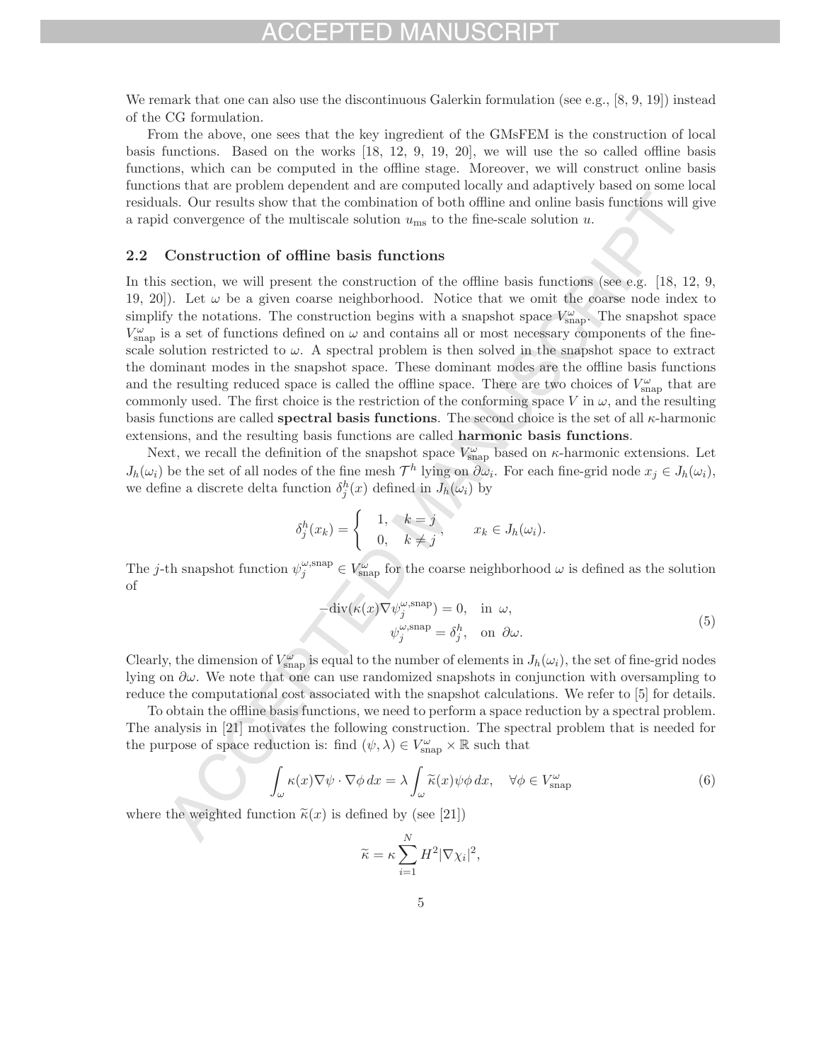We remark that one can also use the discontinuous Galerkin formulation (see e.g., [8, 9, 19]) instead of the CG formulation.

From the above, one sees that the key ingredient of the GMsFEM is the construction of local basis functions. Based on the works [18, 12, 9, 19, 20], we will use the so called offline basis functions, which can be computed in the offline stage. Moreover, we will construct online basis functions that are problem dependent and are computed locally and adaptively based on some local residuals. Our results show that the combination of both offline and online basis functions will give a rapid convergence of the multiscale solution $u_{\text{ms}}$ to the fine-scale solution $u$.

### 2.2 Construction of offline basis functions

In this section, we will present the construction of the offline basis functions (see e.g. [18, 12, 9, 19, 20]). Let $\omega$ be a given coarse neighborhood. Notice that we omit the coarse node index to simplify the notations. The construction begins with a snapshot space $V^{\omega}_{\text{snap}}$. The snapshot space $V^{\omega}_{\text{snap}}$ is a set of functions defined on $\omega$ and contains all or most necessary components of the fine-scale solution restricted to $\omega$. A spectral problem is then solved in the snapshot space to extract the dominant modes in the snapshot space. These dominant modes are the offline basis functions and the resulting reduced space is called the offline space. There are two choices of $V^{\omega}_{\text{snap}}$ that are commonly used. The first choice is the restriction of the conforming space $V$ in $\omega$, and the resulting basis functions are called **spectral basis functions**. The second choice is the set of all $\kappa$-harmonic extensions, and the resulting basis functions are called **harmonic basis functions**.

Next, we recall the definition of the snapshot space $V^{\omega}_{\text{snap}}$ based on $\kappa$-harmonic extensions. Let $J_h(\omega_i)$ be the set of all nodes of the fine mesh $\mathcal{T}^h$ lying on $\partial\omega_i$. For each fine-grid node $x_j \in J_h(\omega_i)$, we define a discrete delta function $\delta^h_j(x)$ defined in $J_h(\omega_i)$ by

$$\delta^h_j(x_k) = \begin{cases} 1, & k = j \\ 0, & k \neq j \end{cases}, \qquad x_k \in J_h(\omega_i).$$

The $j$-th snapshot function $\psi^{\omega,\text{snap}}_j \in V^{\omega}_{\text{snap}}$ for the coarse neighborhood $\omega$ is defined as the solution of

$$\begin{aligned} -\text{div}(\kappa(x)\nabla\psi^{\omega,\text{snap}}_j) &= 0, \quad \text{in } \omega, \\ \psi^{\omega,\text{snap}}_j &= \delta^h_j, \quad \text{on } \partial\omega. \end{aligned} \tag{5}$$

Clearly, the dimension of $V^{\omega}_{\text{snap}}$ is equal to the number of elements in $J_h(\omega_i)$, the set of fine-grid nodes lying on $\partial\omega$. We note that one can use randomized snapshots in conjunction with oversampling to reduce the computational cost associated with the snapshot calculations. We refer to [5] for details.

To obtain the offline basis functions, we need to perform a space reduction by a spectral problem. The analysis in [21] motivates the following construction. The spectral problem that is needed for the purpose of space reduction is: find $(\psi, \lambda) \in V^{\omega}_{\text{snap}} \times \mathbb{R}$ such that

$$\int_{\omega} \kappa(x)\nabla\psi \cdot \nabla\phi \, dx = \lambda \int_{\omega} \widetilde{\kappa}(x)\psi\phi \, dx, \quad \forall\phi \in V^{\omega}_{\text{snap}} \tag{6}$$

where the weighted function $\widetilde{\kappa}(x)$ is defined by (see [21])

$$\widetilde{\kappa} = \kappa \sum_{i=1}^{N} H^2 |\nabla\chi_i|^2,$$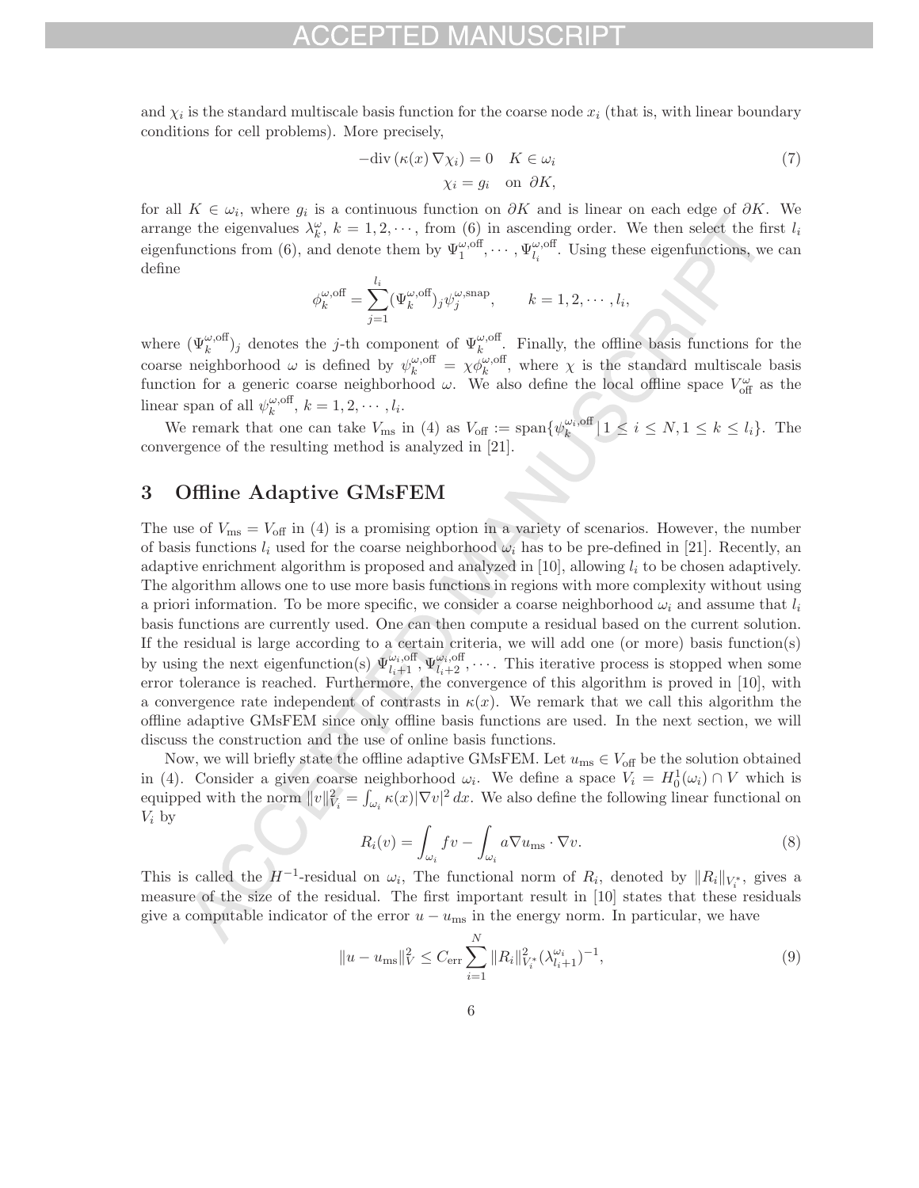and $\chi_i$ is the standard multiscale basis function for the coarse node $x_i$ (that is, with linear boundary conditions for cell problems). More precisely,

$$
\begin{aligned}
-\text{div}\left(\kappa(x)\,\nabla\chi_i\right) = 0 \quad & K \in \omega_i \\
\chi_i = g_i \quad & \text{on } \partial K,
\end{aligned}
\tag{7}
$$

for all $K \in \omega_i$, where $g_i$ is a continuous function on $\partial K$ and is linear on each edge of $\partial K$. We arrange the eigenvalues $\lambda_k^{\omega}$, $k = 1, 2, \cdots$, from (6) in ascending order. We then select the first $l_i$ eigenfunctions from (6), and denote them by $\Psi_1^{\omega,\text{off}}, \cdots, \Psi_{l_i}^{\omega,\text{off}}$. Using these eigenfunctions, we can define

$$
\phi_k^{\omega,\text{off}} = \sum_{j=1}^{l_i} (\Psi_k^{\omega,\text{off}})_j \psi_j^{\omega,\text{snap}}, \qquad k = 1, 2, \cdots, l_i,
$$

where $(\Psi_k^{\omega,\text{off}})_j$ denotes the $j$-th component of $\Psi_k^{\omega,\text{off}}$. Finally, the offline basis functions for the coarse neighborhood $\omega$ is defined by $\psi_k^{\omega,\text{off}} = \chi\phi_k^{\omega,\text{off}}$, where $\chi$ is the standard multiscale basis function for a generic coarse neighborhood $\omega$. We also define the local offline space $V_{\text{off}}^{\omega}$ as the linear span of all $\psi_k^{\omega,\text{off}}$, $k = 1, 2, \cdots, l_i$.

We remark that one can take $V_{\text{ms}}$ in (4) as $V_{\text{off}} := \text{span}\{\psi_k^{\omega_i,\text{off}} \,|\, 1 \leq i \leq N, 1 \leq k \leq l_i\}$. The convergence of the resulting method is analyzed in [21].

## 3 Offline Adaptive GMsFEM

The use of $V_{\text{ms}} = V_{\text{off}}$ in (4) is a promising option in a variety of scenarios. However, the number of basis functions $l_i$ used for the coarse neighborhood $\omega_i$ has to be pre-defined in [21]. Recently, an adaptive enrichment algorithm is proposed and analyzed in [10], allowing $l_i$ to be chosen adaptively. The algorithm allows one to use more basis functions in regions with more complexity without using a priori information. To be more specific, we consider a coarse neighborhood $\omega_i$ and assume that $l_i$ basis functions are currently used. One can then compute a residual based on the current solution. If the residual is large according to a certain criteria, we will add one (or more) basis function(s) by using the next eigenfunction(s) $\Psi_{l_i+1}^{\omega_i,\text{off}}, \Psi_{l_i+2}^{\omega_i,\text{off}}, \cdots$. This iterative process is stopped when some error tolerance is reached. Furthermore, the convergence of this algorithm is proved in [10], with a convergence rate independent of contrasts in $\kappa(x)$. We remark that we call this algorithm the offline adaptive GMsFEM since only offline basis functions are used. In the next section, we will discuss the construction and the use of online basis functions.

Now, we will briefly state the offline adaptive GMsFEM. Let $u_{\text{ms}} \in V_{\text{off}}$ be the solution obtained in (4). Consider a given coarse neighborhood $\omega_i$. We define a space $V_i = H_0^1(\omega_i) \cap V$ which is equipped with the norm $\|v\|_{V_i}^2 = \int_{\omega_i} \kappa(x)|\nabla v|^2\, dx$. We also define the following linear functional on $V_i$ by

$$
R_i(v) = \int_{\omega_i} fv - \int_{\omega_i} a\nabla u_{\text{ms}} \cdot \nabla v. \tag{8}
$$

This is called the $H^{-1}$-residual on $\omega_i$, The functional norm of $R_i$, denoted by $\|R_i\|_{V_i^*}$, gives a measure of the size of the residual. The first important result in [10] states that these residuals give a computable indicator of the error $u - u_{\text{ms}}$ in the energy norm. In particular, we have

$$
\|u - u_{\text{ms}}\|_V^2 \leq C_{\text{err}} \sum_{i=1}^{N} \|R_i\|_{V_i^*}^2 (\lambda_{l_i+1}^{\omega_i})^{-1}, \tag{9}
$$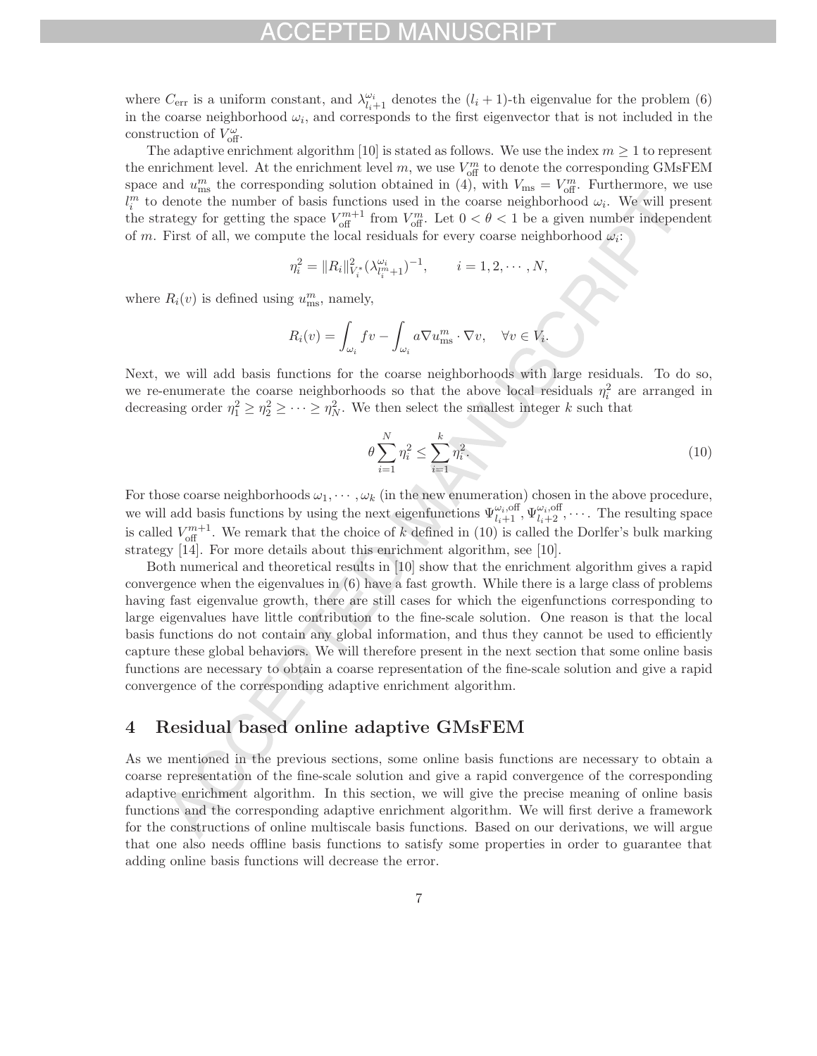where $C_{\text{err}}$ is a uniform constant, and $\lambda_{l_i+1}^{\omega_i}$ denotes the $(l_i+1)$-th eigenvalue for the problem (6) in the coarse neighborhood $\omega_i$, and corresponds to the first eigenvector that is not included in the construction of $V_{\text{off}}^{\omega}$.

The adaptive enrichment algorithm [10] is stated as follows. We use the index $m \geq 1$ to represent the enrichment level. At the enrichment level $m$, we use $V_{\text{off}}^m$ to denote the corresponding GMsFEM space and $u_{\text{ms}}^m$ the corresponding solution obtained in (4), with $V_{\text{ms}} = V_{\text{off}}^m$. Furthermore, we use $l_i^m$ to denote the number of basis functions used in the coarse neighborhood $\omega_i$. We will present the strategy for getting the space $V_{\text{off}}^{m+1}$ from $V_{\text{off}}^m$. Let $0 < \theta < 1$ be a given number independent of $m$. First of all, we compute the local residuals for every coarse neighborhood $\omega_i$:

$$\eta_i^2 = \|R_i\|_{V_i^*}^2 (\lambda_{l_i^m+1}^{\omega_i})^{-1}, \qquad i = 1, 2, \cdots, N,$$

where $R_i(v)$ is defined using $u_{\text{ms}}^m$, namely,

$$R_i(v) = \int_{\omega_i} f v - \int_{\omega_i} a \nabla u_{\text{ms}}^m \cdot \nabla v, \quad \forall v \in V_i.$$

Next, we will add basis functions for the coarse neighborhoods with large residuals. To do so, we re-enumerate the coarse neighborhoods so that the above local residuals $\eta_i^2$ are arranged in decreasing order $\eta_1^2 \geq \eta_2^2 \geq \cdots \geq \eta_N^2$. We then select the smallest integer $k$ such that

$$\theta \sum_{i=1}^{N} \eta_i^2 \leq \sum_{i=1}^{k} \eta_i^2. \tag{10}$$

For those coarse neighborhoods $\omega_1, \cdots, \omega_k$ (in the new enumeration) chosen in the above procedure, we will add basis functions by using the next eigenfunctions $\Psi_{l_i+1}^{\omega_i,\text{off}}, \Psi_{l_i+2}^{\omega_i,\text{off}}, \cdots$. The resulting space is called $V_{\text{off}}^{m+1}$. We remark that the choice of $k$ defined in (10) is called the Dorlfer's bulk marking strategy [14]. For more details about this enrichment algorithm, see [10].

Both numerical and theoretical results in [10] show that the enrichment algorithm gives a rapid convergence when the eigenvalues in (6) have a fast growth. While there is a large class of problems having fast eigenvalue growth, there are still cases for which the eigenfunctions corresponding to large eigenvalues have little contribution to the fine-scale solution. One reason is that the local basis functions do not contain any global information, and thus they cannot be used to efficiently capture these global behaviors. We will therefore present in the next section that some online basis functions are necessary to obtain a coarse representation of the fine-scale solution and give a rapid convergence of the corresponding adaptive enrichment algorithm.

## 4 Residual based online adaptive GMsFEM

As we mentioned in the previous sections, some online basis functions are necessary to obtain a coarse representation of the fine-scale solution and give a rapid convergence of the corresponding adaptive enrichment algorithm. In this section, we will give the precise meaning of online basis functions and the corresponding adaptive enrichment algorithm. We will first derive a framework for the constructions of online multiscale basis functions. Based on our derivations, we will argue that one also needs offline basis functions to satisfy some properties in order to guarantee that adding online basis functions will decrease the error.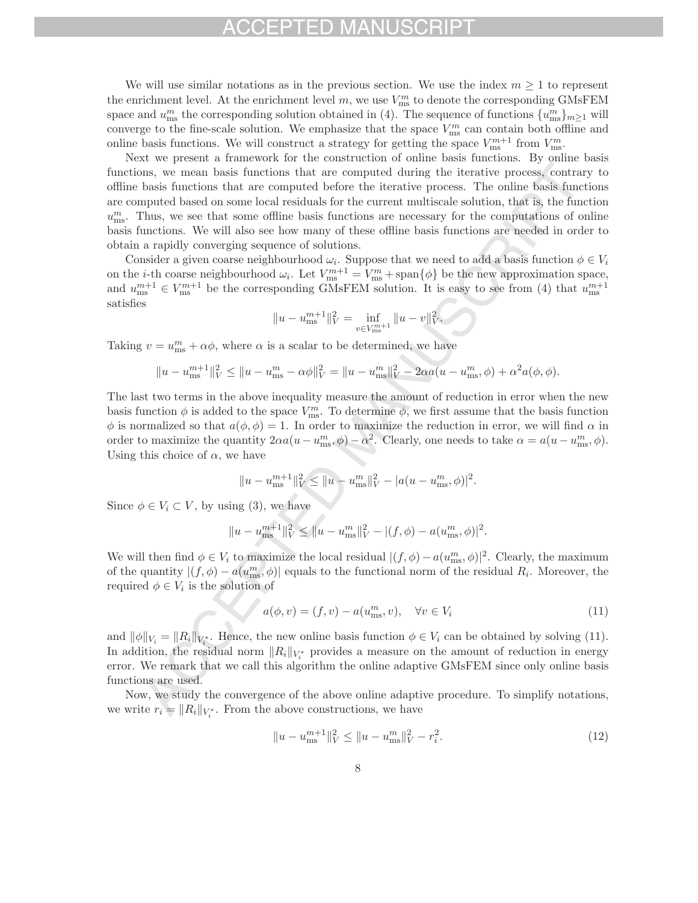We will use similar notations as in the previous section. We use the index $m \geq 1$ to represent the enrichment level. At the enrichment level $m$, we use $V_{\text{ms}}^m$ to denote the corresponding GMsFEM space and $u_{\text{ms}}^m$ the corresponding solution obtained in (4). The sequence of functions $\{u_{\text{ms}}^m\}_{m\geq 1}$ will converge to the fine-scale solution. We emphasize that the space $V_{\text{ms}}^m$ can contain both offline and online basis functions. We will construct a strategy for getting the space $V_{\text{ms}}^{m+1}$ from $V_{\text{ms}}^m$.

Next we present a framework for the construction of online basis functions. By online basis functions, we mean basis functions that are computed during the iterative process, contrary to offline basis functions that are computed before the iterative process. The online basis functions are computed based on some local residuals for the current multiscale solution, that is, the function $u_{\text{ms}}^m$. Thus, we see that some offline basis functions are necessary for the computations of online basis functions. We will also see how many of these offline basis functions are needed in order to obtain a rapidly converging sequence of solutions.

Consider a given coarse neighbourhood $\omega_i$. Suppose that we need to add a basis function $\phi \in V_i$ on the $i$-th coarse neighbourhood $\omega_i$. Let $V_{\text{ms}}^{m+1} = V_{\text{ms}}^m + \text{span}\{\phi\}$ be the new approximation space, and $u_{\text{ms}}^{m+1} \in V_{\text{ms}}^{m+1}$ be the corresponding GMsFEM solution. It is easy to see from (4) that $u_{\text{ms}}^{m+1}$ satisfies

$$\|u - u_{\text{ms}}^{m+1}\|_V^2 = \inf_{v \in V_{\text{ms}}^{m+1}} \|u - v\|_V^2.$$

Taking $v = u_{\text{ms}}^m + \alpha\phi$, where $\alpha$ is a scalar to be determined, we have

$$\|u - u_{\text{ms}}^{m+1}\|_V^2 \leq \|u - u_{\text{ms}}^m - \alpha\phi\|_V^2 = \|u - u_{\text{ms}}^m\|_V^2 - 2\alpha a(u - u_{\text{ms}}^m, \phi) + \alpha^2 a(\phi, \phi).$$

The last two terms in the above inequality measure the amount of reduction in error when the new basis function $\phi$ is added to the space $V_{\text{ms}}^m$. To determine $\phi$, we first assume that the basis function $\phi$ is normalized so that $a(\phi, \phi) = 1$. In order to maximize the reduction in error, we will find $\alpha$ in order to maximize the quantity $2\alpha a(u - u_{\text{ms}}^m, \phi) - \alpha^2$. Clearly, one needs to take $\alpha = a(u - u_{\text{ms}}^m, \phi)$. Using this choice of $\alpha$, we have

$$\|u - u_{\text{ms}}^{m+1}\|_V^2 \leq \|u - u_{\text{ms}}^m\|_V^2 - |a(u - u_{\text{ms}}^m, \phi)|^2.$$

Since $\phi \in V_i \subset V$, by using (3), we have

$$\|u - u_{\text{ms}}^{m+1}\|_V^2 \leq \|u - u_{\text{ms}}^m\|_V^2 - |(f, \phi) - a(u_{\text{ms}}^m, \phi)|^2.$$

We will then find $\phi \in V_i$ to maximize the local residual $|(f, \phi) - a(u_{\text{ms}}^m, \phi)|^2$. Clearly, the maximum of the quantity $|(f, \phi) - a(u_{\text{ms}}^m, \phi)|$ equals to the functional norm of the residual $R_i$. Moreover, the required $\phi \in V_i$ is the solution of

$$a(\phi, v) = (f, v) - a(u_{\text{ms}}^m, v), \quad \forall v \in V_i \tag{11}$$

and $\|\phi\|_{V_i} = \|R_i\|_{V_i^*}$. Hence, the new online basis function $\phi \in V_i$ can be obtained by solving (11). In addition, the residual norm $\|R_i\|_{V_i^*}$ provides a measure on the amount of reduction in energy error. We remark that we call this algorithm the online adaptive GMsFEM since only online basis functions are used.

Now, we study the convergence of the above online adaptive procedure. To simplify notations, we write $r_i = \|R_i\|_{V_i^*}$. From the above constructions, we have

$$\|u - u_{\text{ms}}^{m+1}\|_V^2 \leq \|u - u_{\text{ms}}^m\|_V^2 - r_i^2. \tag{12}$$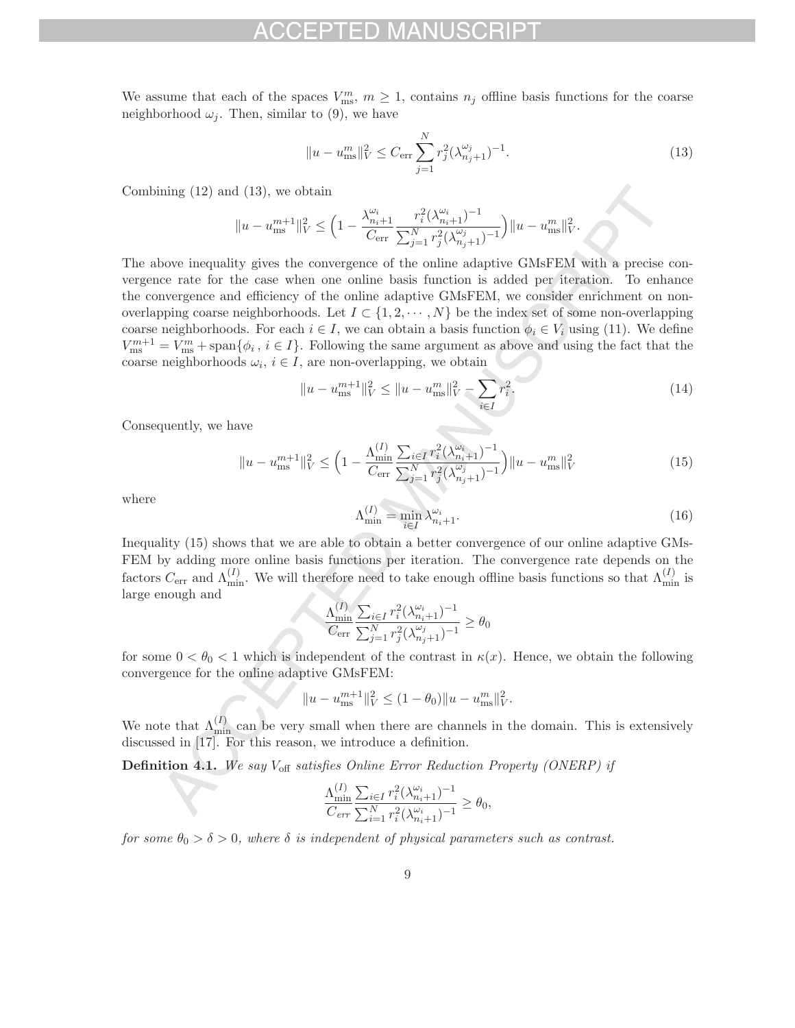We assume that each of the spaces $V_{\text{ms}}^m$, $m \geq 1$, contains $n_j$ offline basis functions for the coarse neighborhood $\omega_j$. Then, similar to (9), we have

$$\|u - u_{\text{ms}}^m\|_V^2 \leq C_{\text{err}} \sum_{j=1}^{N} r_j^2 (\lambda_{n_j+1}^{\omega_j})^{-1}. \tag{13}$$

Combining (12) and (13), we obtain

$$\|u - u_{\text{ms}}^{m+1}\|_V^2 \leq \Big(1 - \frac{\lambda_{n_i+1}^{\omega_i}}{C_{\text{err}}} \frac{r_i^2 (\lambda_{n_i+1}^{\omega_i})^{-1}}{\sum_{j=1}^{N} r_j^2 (\lambda_{n_j+1}^{\omega_j})^{-1}}\Big) \|u - u_{\text{ms}}^m\|_V^2.$$

The above inequality gives the convergence of the online adaptive GMsFEM with a precise convergence rate for the case when one online basis function is added per iteration. To enhance the convergence and efficiency of the online adaptive GMsFEM, we consider enrichment on non-overlapping coarse neighborhoods. Let $I \subset \{1, 2, \cdots, N\}$ be the index set of some non-overlapping coarse neighborhoods. For each $i \in I$, we can obtain a basis function $\phi_i \in V_i$ using (11). We define $V_{\text{ms}}^{m+1} = V_{\text{ms}}^m + \text{span}\{\phi_i\,,\, i \in I\}$. Following the same argument as above and using the fact that the coarse neighborhoods $\omega_i$, $i \in I$, are non-overlapping, we obtain

$$\|u - u_{\text{ms}}^{m+1}\|_V^2 \leq \|u - u_{\text{ms}}^m\|_V^2 - \sum_{i \in I} r_i^2. \tag{14}$$

Consequently, we have

$$\|u - u_{\text{ms}}^{m+1}\|_V^2 \leq \Big(1 - \frac{\Lambda_{\min}^{(I)}}{C_{\text{err}}} \frac{\sum_{i \in I} r_i^2 (\lambda_{n_i+1}^{\omega_i})^{-1}}{\sum_{j=1}^{N} r_j^2 (\lambda_{n_j+1}^{\omega_j})^{-1}}\Big) \|u - u_{\text{ms}}^m\|_V^2 \tag{15}$$

where

$$\Lambda_{\min}^{(I)} = \min_{i \in I} \lambda_{n_i+1}^{\omega_i}. \tag{16}$$

Inequality (15) shows that we are able to obtain a better convergence of our online adaptive GMsFEM by adding more online basis functions per iteration. The convergence rate depends on the factors $C_{\text{err}}$ and $\Lambda_{\min}^{(I)}$. We will therefore need to take enough offline basis functions so that $\Lambda_{\min}^{(I)}$ is large enough and

$$\frac{\Lambda_{\min}^{(I)}}{C_{\text{err}}} \frac{\sum_{i \in I} r_i^2 (\lambda_{n_i+1}^{\omega_i})^{-1}}{\sum_{j=1}^{N} r_j^2 (\lambda_{n_j+1}^{\omega_j})^{-1}} \geq \theta_0$$

for some $0 < \theta_0 < 1$ which is independent of the contrast in $\kappa(x)$. Hence, we obtain the following convergence for the online adaptive GMsFEM:

$$\|u - u_{\text{ms}}^{m+1}\|_V^2 \leq (1 - \theta_0) \|u - u_{\text{ms}}^m\|_V^2.$$

We note that $\Lambda_{\min}^{(I)}$ can be very small when there are channels in the domain. This is extensively discussed in [17]. For this reason, we introduce a definition.

**Definition 4.1.** *We say $V_{\text{off}}$ satisfies Online Error Reduction Property (ONERP) if*

$$\frac{\Lambda_{\min}^{(I)}}{C_{err}} \frac{\sum_{i \in I} r_i^2 (\lambda_{n_i+1}^{\omega_i})^{-1}}{\sum_{i=1}^{N} r_i^2 (\lambda_{n_i+1}^{\omega_i})^{-1}} \geq \theta_0,$$

*for some $\theta_0 > \delta > 0$, where $\delta$ is independent of physical parameters such as contrast.*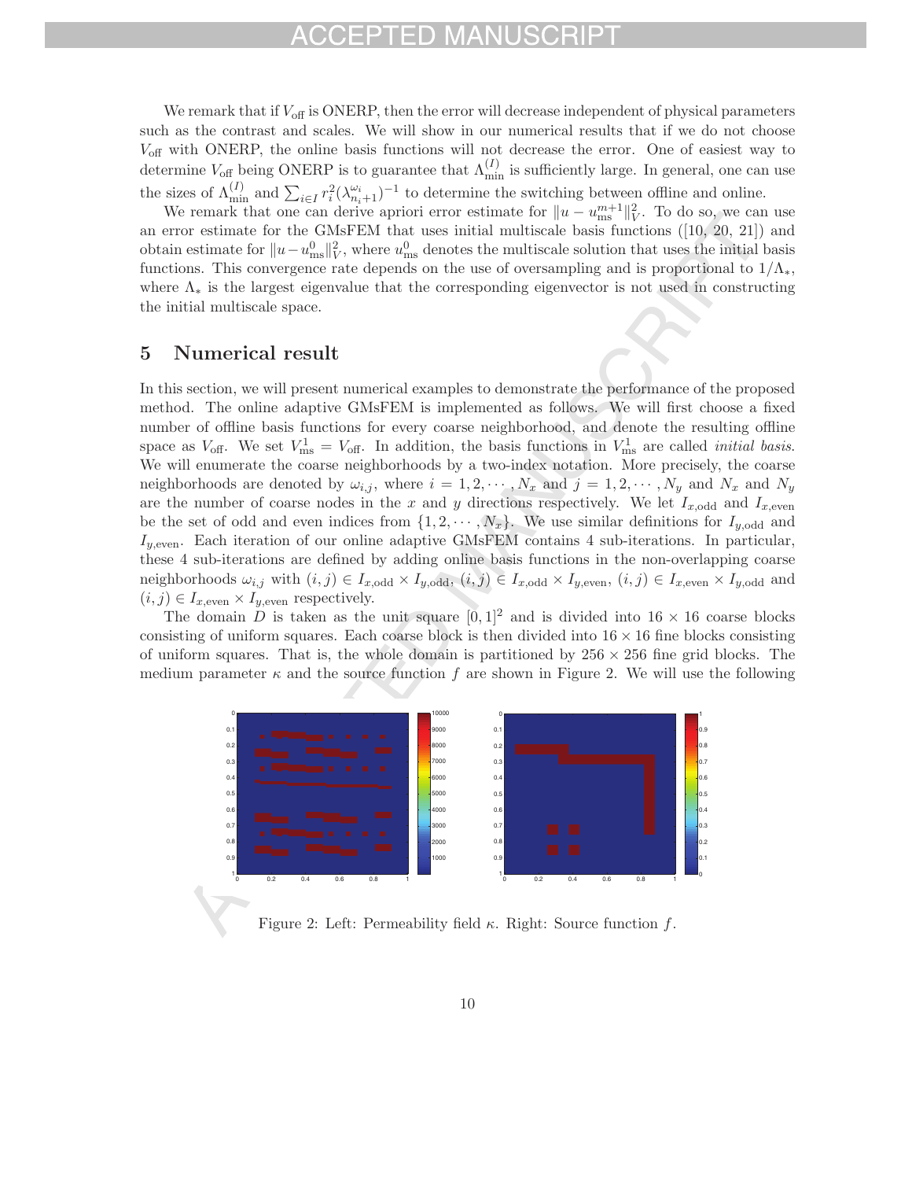We remark that if $V_{\text{off}}$ is ONERP, then the error will decrease independent of physical parameters such as the contrast and scales. We will show in our numerical results that if we do not choose $V_{\text{off}}$ with ONERP, the online basis functions will not decrease the error. One of easiest way to determine $V_{\text{off}}$ being ONERP is to guarantee that $\Lambda_{\min}^{(I)}$ is sufficiently large. In general, one can use the sizes of $\Lambda_{\min}^{(I)}$ and $\sum_{i\in I} r_i^2(\lambda_{n_i+1}^{\omega_i})^{-1}$ to determine the switching between offline and online.

We remark that one can derive apriori error estimate for $\|u - u_{\text{ms}}^{m+1}\|_V^2$. To do so, we can use an error estimate for the GMsFEM that uses initial multiscale basis functions ([10, 20, 21]) and obtain estimate for $\|u - u_{\text{ms}}^0\|_V^2$, where $u_{\text{ms}}^0$ denotes the multiscale solution that uses the initial basis functions. This convergence rate depends on the use of oversampling and is proportional to $1/\Lambda_*$, where $\Lambda_*$ is the largest eigenvalue that the corresponding eigenvector is not used in constructing the initial multiscale space.

## 5 Numerical result

In this section, we will present numerical examples to demonstrate the performance of the proposed method. The online adaptive GMsFEM is implemented as follows. We will first choose a fixed number of offline basis functions for every coarse neighborhood, and denote the resulting offline space as $V_{\text{off}}$. We set $V_{\text{ms}}^1 = V_{\text{off}}$. In addition, the basis functions in $V_{\text{ms}}^1$ are called *initial basis*. We will enumerate the coarse neighborhoods by a two-index notation. More precisely, the coarse neighborhoods are denoted by $\omega_{i,j}$, where $i = 1, 2, \cdots, N_x$ and $j = 1, 2, \cdots, N_y$ and $N_x$ and $N_y$ are the number of coarse nodes in the $x$ and $y$ directions respectively. We let $I_{x,\text{odd}}$ and $I_{x,\text{even}}$ be the set of odd and even indices from $\{1, 2, \cdots, N_x\}$. We use similar definitions for $I_{y,\text{odd}}$ and $I_{y,\text{even}}$. Each iteration of our online adaptive GMsFEM contains 4 sub-iterations. In particular, these 4 sub-iterations are defined by adding online basis functions in the non-overlapping coarse neighborhoods $\omega_{i,j}$ with $(i,j) \in I_{x,\text{odd}} \times I_{y,\text{odd}}$, $(i,j) \in I_{x,\text{odd}} \times I_{y,\text{even}}$, $(i,j) \in I_{x,\text{even}} \times I_{y,\text{odd}}$ and $(i,j) \in I_{x,\text{even}} \times I_{y,\text{even}}$ respectively.

The domain $D$ is taken as the unit square $[0,1]^2$ and is divided into $16 \times 16$ coarse blocks consisting of uniform squares. Each coarse block is then divided into $16 \times 16$ fine blocks consisting of uniform squares. That is, the whole domain is partitioned by $256 \times 256$ fine grid blocks. The medium parameter $\kappa$ and the source function $f$ are shown in Figure 2. We will use the following

Figure 2: Left: Permeability field $\kappa$. Right: Source function $f$.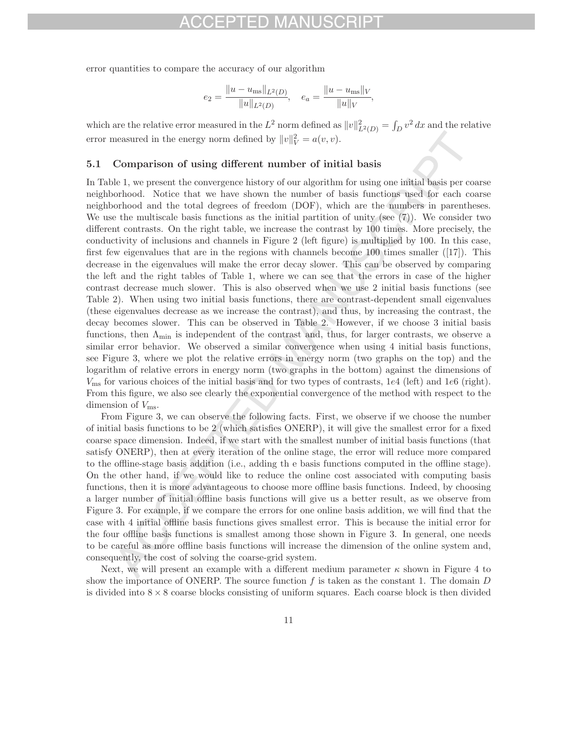error quantities to compare the accuracy of our algorithm

$$e_2 = \frac{\|u - u_{\text{ms}}\|_{L^2(D)}}{\|u\|_{L^2(D)}}, \quad e_a = \frac{\|u - u_{\text{ms}}\|_V}{\|u\|_V},$$

which are the relative error measured in the $L^2$ norm defined as $\|v\|^2_{L^2(D)} = \int_D v^2 \, dx$ and the relative error measured in the energy norm defined by $\|v\|^2_V = a(v, v)$.

### 5.1 Comparison of using different number of initial basis

In Table 1, we present the convergence history of our algorithm for using one initial basis per coarse neighborhood. Notice that we have shown the number of basis functions used for each coarse neighborhood and the total degrees of freedom (DOF), which are the numbers in parentheses. We use the multiscale basis functions as the initial partition of unity (see (7)). We consider two different contrasts. On the right table, we increase the contrast by 100 times. More precisely, the conductivity of inclusions and channels in Figure 2 (left figure) is multiplied by 100. In this case, first few eigenvalues that are in the regions with channels become 100 times smaller ([17]). This decrease in the eigenvalues will make the error decay slower. This can be observed by comparing the left and the right tables of Table 1, where we can see that the errors in case of the higher contrast decrease much slower. This is also observed when we use 2 initial basis functions (see Table 2). When using two initial basis functions, there are contrast-dependent small eigenvalues (these eigenvalues decrease as we increase the contrast), and thus, by increasing the contrast, the decay becomes slower. This can be observed in Table 2. However, if we choose 3 initial basis functions, then $\Lambda_{\min}$ is independent of the contrast and, thus, for larger contrasts, we observe a similar error behavior. We observed a similar convergence when using 4 initial basis functions, see Figure 3, where we plot the relative errors in energy norm (two graphs on the top) and the logarithm of relative errors in energy norm (two graphs in the bottom) against the dimensions of $V_{\text{ms}}$ for various choices of the initial basis and for two types of contrasts, $1e4$ (left) and $1e6$ (right). From this figure, we also see clearly the exponential convergence of the method with respect to the dimension of $V_{\text{ms}}$.

From Figure 3, we can observe the following facts. First, we observe if we choose the number of initial basis functions to be 2 (which satisfies ONERP), it will give the smallest error for a fixed coarse space dimension. Indeed, if we start with the smallest number of initial basis functions (that satisfy ONERP), then at every iteration of the online stage, the error will reduce more compared to the offline-stage basis addition (i.e., adding th e basis functions computed in the offline stage). On the other hand, if we would like to reduce the online cost associated with computing basis functions, then it is more advantageous to choose more offline basis functions. Indeed, by choosing a larger number of initial offline basis functions will give us a better result, as we observe from Figure 3. For example, if we compare the errors for one online basis addition, we will find that the case with 4 initial offline basis functions gives smallest error. This is because the initial error for the four offline basis functions is smallest among those shown in Figure 3. In general, one needs to be careful as more offline basis functions will increase the dimension of the online system and, consequently, the cost of solving the coarse-grid system.

Next, we will present an example with a different medium parameter $\kappa$ shown in Figure 4 to show the importance of ONERP. The source function $f$ is taken as the constant 1. The domain $D$ is divided into $8 \times 8$ coarse blocks consisting of uniform squares. Each coarse block is then divided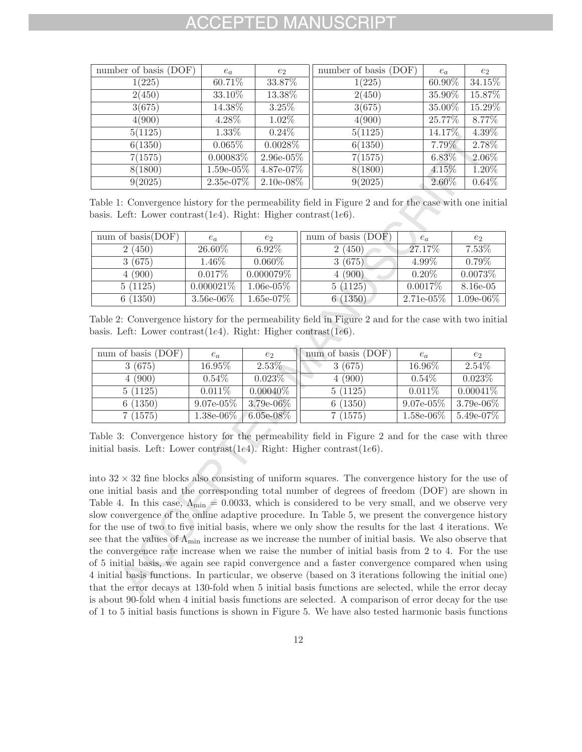| number of basis (DOF) | $e_a$ | $e_2$ |
|---|---|---|
| 1(225) | 60.71% | 33.87% |
| 2(450) | 33.10% | 13.38% |
| 3(675) | 14.38% | 3.25% |
| 4(900) | 4.28% | 1.02% |
| 5(1125) | 1.33% | 0.24% |
| 6(1350) | 0.065% | 0.0028% |
| 7(1575) | 0.00083% | 2.96e-05% |
| 8(1800) | 1.59e-05% | 4.87e-07% |
| 9(2025) | 2.35e-07% | 2.10e-08% |

| number of basis (DOF) | $e_a$ | $e_2$ |
|---|---|---|
| 1(225) | 60.90% | 34.15% |
| 2(450) | 35.90% | 15.87% |
| 3(675) | 35.00% | 15.29% |
| 4(900) | 25.77% | 8.77% |
| 5(1125) | 14.17% | 4.39% |
| 6(1350) | 7.79% | 2.78% |
| 7(1575) | 6.83% | 2.06% |
| 8(1800) | 4.15% | 1.20% |
| 9(2025) | 2.60% | 0.64% |

Table 1: Convergence history for the permeability field in Figure 2 and for the case with one initial basis. Left: Lower contrast($1e4$). Right: Higher contrast($1e6$).

| num of basis(DOF) | $e_a$ | $e_2$ |
|---|---|---|
| 2 (450) | 26.60% | 6.92% |
| 3 (675) | 1.46% | 0.060% |
| 4 (900) | 0.017% | 0.000079% |
| 5 (1125) | 0.000021% | 1.06e-05% |
| 6 (1350) | 3.56e-06% | 1.65e-07% |

| num of basis (DOF) | $e_a$ | $e_2$ |
|---|---|---|
| 2 (450) | 27.17% | 7.53% |
| 3 (675) | 4.99% | 0.79% |
| 4 (900) | 0.20% | 0.0073% |
| 5 (1125) | 0.0017% | 8.16e-05 |
| 6 (1350) | 2.71e-05% | 1.09e-06% |

Table 2: Convergence history for the permeability field in Figure 2 and for the case with two initial basis. Left: Lower contrast($1e4$). Right: Higher contrast($1e6$).

| num of basis (DOF) | $e_a$ | $e_2$ |
|---|---|---|
| 3 (675) | 16.95% | 2.53% |
| 4 (900) | 0.54% | 0.023% |
| 5 (1125) | 0.011% | 0.00040% |
| 6 (1350) | 9.07e-05% | 3.79e-06% |
| 7 (1575) | 1.38e-06% | 6.05e-08% |

| num of basis (DOF) | $e_a$ | $e_2$ |
|---|---|---|
| 3 (675) | 16.96% | 2.54% |
| 4 (900) | 0.54% | 0.023% |
| 5 (1125) | 0.011% | 0.00041% |
| 6 (1350) | 9.07e-05% | 3.79e-06% |
| 7 (1575) | 1.58e-06% | 5.49e-07% |

Table 3: Convergence history for the permeability field in Figure 2 and for the case with three initial basis. Left: Lower contrast($1e4$). Right: Higher contrast($1e6$).

into $32 \times 32$ fine blocks also consisting of uniform squares. The convergence history for the use of one initial basis and the corresponding total number of degrees of freedom (DOF) are shown in Table 4. In this case, $\Lambda_{\min} = 0.0033$, which is considered to be very small, and we observe very slow convergence of the online adaptive procedure. In Table 5, we present the convergence history for the use of two to five initial basis, where we only show the results for the last 4 iterations. We see that the values of $\Lambda_{\min}$ increase as we increase the number of initial basis. We also observe that the convergence rate increase when we raise the number of initial basis from 2 to 4. For the use of 5 initial basis, we again see rapid convergence and a faster convergence compared when using 4 initial basis functions. In particular, we observe (based on 3 iterations following the initial one) that the error decays at 130-fold when 5 initial basis functions are selected, while the error decay is about 90-fold when 4 initial basis functions are selected. A comparison of error decay for the use of 1 to 5 initial basis functions is shown in Figure 5. We have also tested harmonic basis functions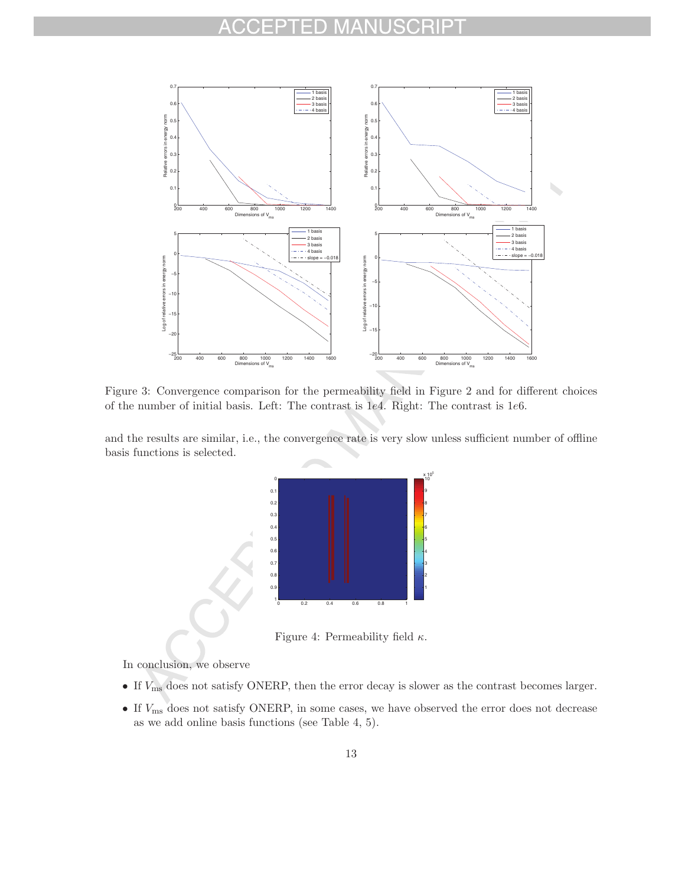Figure 3: Convergence comparison for the permeability field in Figure 2 and for different choices of the number of initial basis. Left: The contrast is $1e4$. Right: The contrast is $1e6$.

and the results are similar, i.e., the convergence rate is very slow unless sufficient number of offline basis functions is selected.

Figure 4: Permeability field $\kappa$.

In conclusion, we observe

- If $V_{\mathrm{ms}}$ does not satisfy ONERP, then the error decay is slower as the contrast becomes larger.
- If $V_{\mathrm{ms}}$ does not satisfy ONERP, in some cases, we have observed the error does not decrease as we add online basis functions (see Table 4, 5).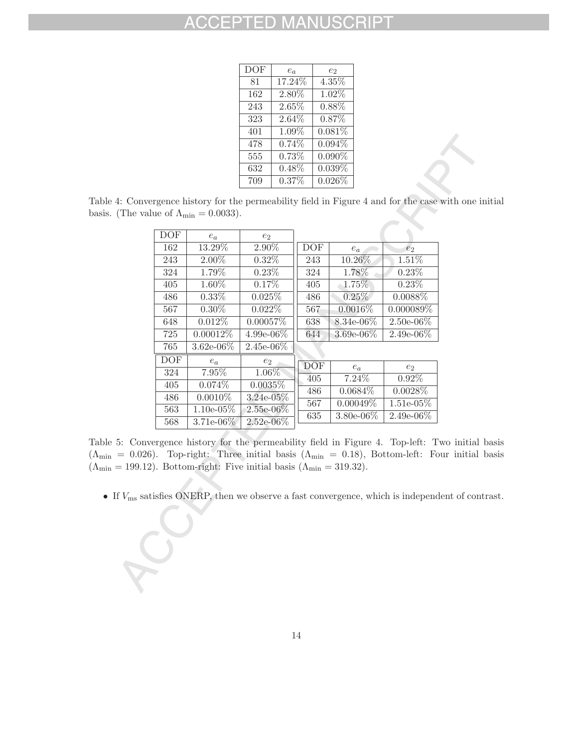| DOF | $e_a$ | $e_2$ |
|---|---|---|
| 81 | 17.24% | 4.35% |
| 162 | 2.80% | 1.02% |
| 243 | 2.65% | 0.88% |
| 323 | 2.64% | 0.87% |
| 401 | 1.09% | 0.081% |
| 478 | 0.74% | 0.094% |
| 555 | 0.73% | 0.090% |
| 632 | 0.48% | 0.039% |
| 709 | 0.37% | 0.026% |

Table 4: Convergence history for the permeability field in Figure 4 and for the case with one initial basis. (The value of $\Lambda_{\min} = 0.0033$).

| DOF | $e_a$ | $e_2$ |
|---|---|---|
| 162 | 13.29% | 2.90% |
| 243 | 2.00% | 0.32% |
| 324 | 1.79% | 0.23% |
| 405 | 1.60% | 0.17% |
| 486 | 0.33% | 0.025% |
| 567 | 0.30% | 0.022% |
| 648 | 0.012% | 0.00057% |
| 725 | 0.00012% | 4.99e-06% |
| 765 | 3.62e-06% | 2.45e-06% |

| DOF | $e_a$ | $e_2$ |
|---|---|---|
| 243 | 10.26% | 1.51% |
| 324 | 1.78% | 0.23% |
| 405 | 1.75% | 0.23% |
| 486 | 0.25% | 0.0088% |
| 567 | 0.0016% | 0.000089% |
| 638 | 8.34e-06% | 2.50e-06% |
| 644 | 3.69e-06% | 2.49e-06% |

| DOF | $e_a$ | $e_2$ |
|---|---|---|
| 324 | 7.95% | 1.06% |
| 405 | 0.074% | 0.0035% |
| 486 | 0.0010% | 3.24e-05% |
| 563 | 1.10e-05% | 2.55e-06% |
| 568 | 3.71e-06% | 2.52e-06% |

| DOF | $e_a$ | $e_2$ |
|---|---|---|
| 405 | 7.24% | 0.92% |
| 486 | 0.0684% | 0.0028% |
| 567 | 0.00049% | 1.51e-05% |
| 635 | 3.80e-06% | 2.49e-06% |

Table 5: Convergence history for the permeability field in Figure 4. Top-left: Two initial basis ($\Lambda_{\min} = 0.026$). Top-right: Three initial basis ($\Lambda_{\min} = 0.18$), Bottom-left: Four initial basis ($\Lambda_{\min} = 199.12$). Bottom-right: Five initial basis ($\Lambda_{\min} = 319.32$).

- If $V_{\text{ms}}$ satisfies ONERP, then we observe a fast convergence, which is independent of contrast.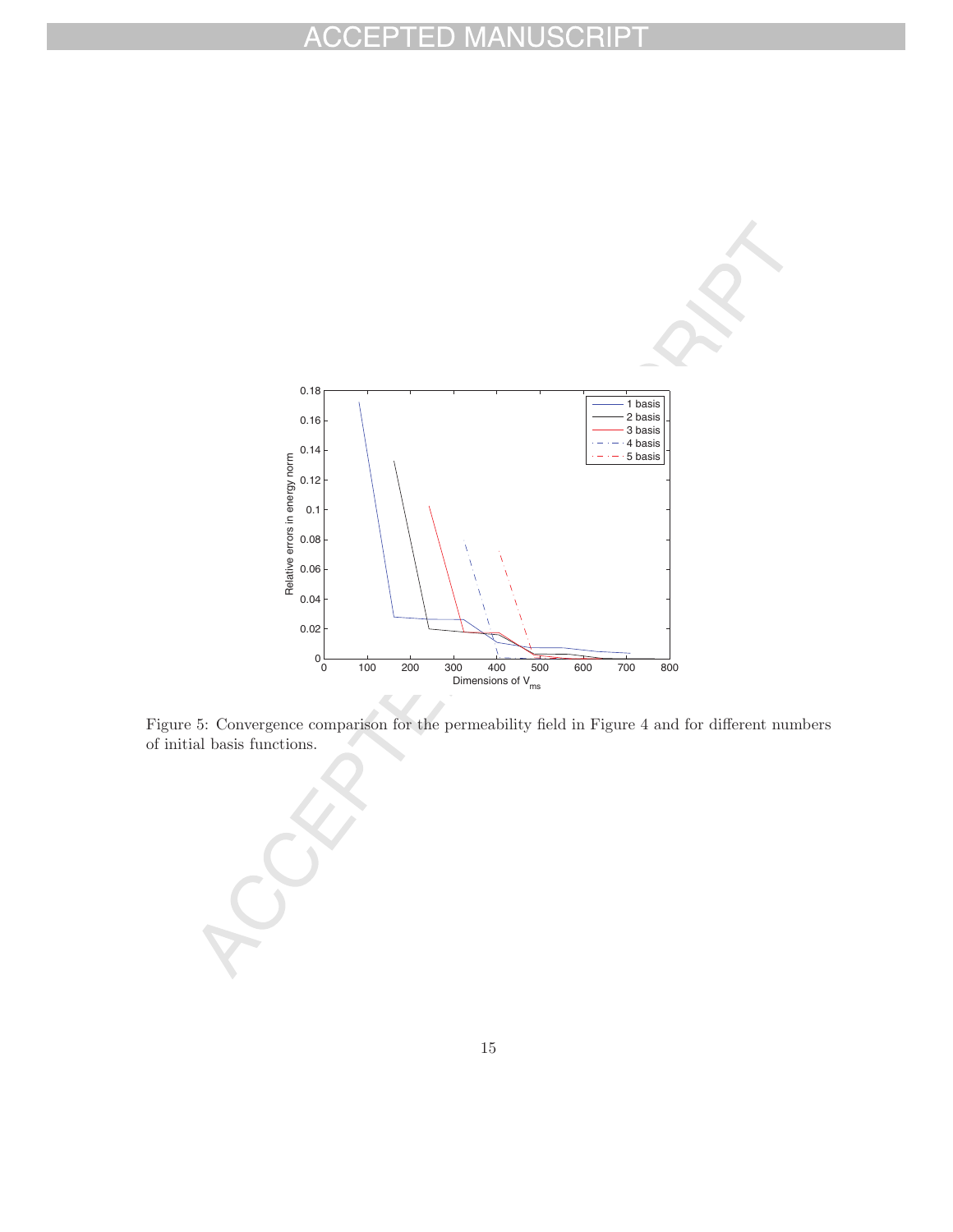Figure 5: Convergence comparison for the permeability field in Figure 4 and for different numbers of initial basis functions.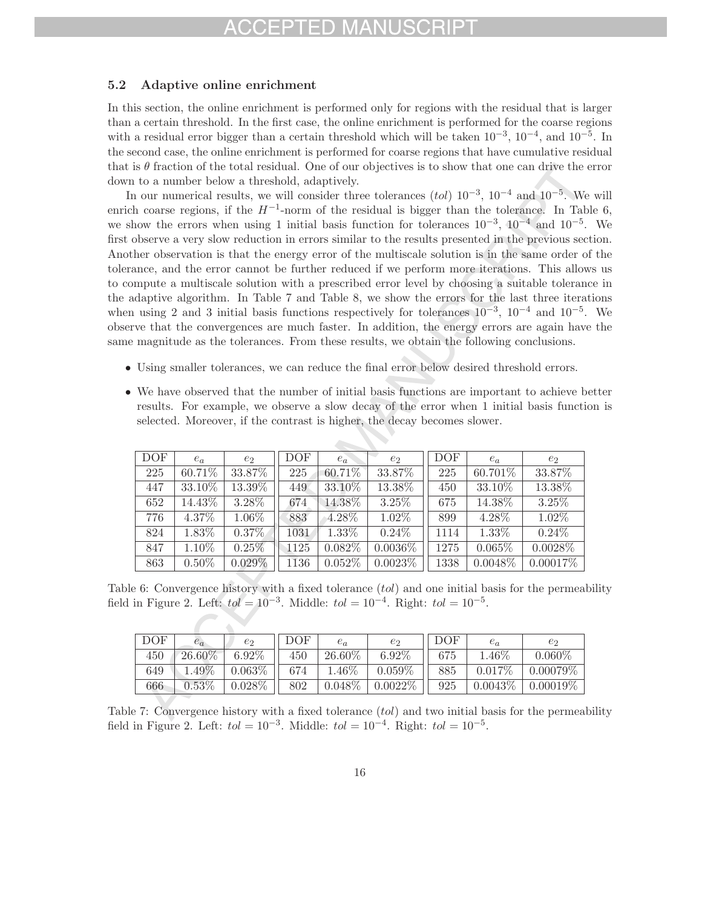### 5.2 Adaptive online enrichment

In this section, the online enrichment is performed only for regions with the residual that is larger than a certain threshold. In the first case, the online enrichment is performed for the coarse regions with a residual error bigger than a certain threshold which will be taken $10^{-3}$, $10^{-4}$, and $10^{-5}$. In the second case, the online enrichment is performed for coarse regions that have cumulative residual that is $\theta$ fraction of the total residual. One of our objectives is to show that one can drive the error down to a number below a threshold, adaptively.

In our numerical results, we will consider three tolerances ($tol$) $10^{-3}$, $10^{-4}$ and $10^{-5}$. We will enrich coarse regions, if the $H^{-1}$-norm of the residual is bigger than the tolerance. In Table 6, we show the errors when using 1 initial basis function for tolerances $10^{-3}$, $10^{-4}$ and $10^{-5}$. We first observe a very slow reduction in errors similar to the results presented in the previous section. Another observation is that the energy error of the multiscale solution is in the same order of the tolerance, and the error cannot be further reduced if we perform more iterations. This allows us to compute a multiscale solution with a prescribed error level by choosing a suitable tolerance in the adaptive algorithm. In Table 7 and Table 8, we show the errors for the last three iterations when using 2 and 3 initial basis functions respectively for tolerances $10^{-3}$, $10^{-4}$ and $10^{-5}$. We observe that the convergences are much faster. In addition, the energy errors are again have the same magnitude as the tolerances. From these results, we obtain the following conclusions.

- Using smaller tolerances, we can reduce the final error below desired threshold errors.
- We have observed that the number of initial basis functions are important to achieve better results. For example, we observe a slow decay of the error when 1 initial basis function is selected. Moreover, if the contrast is higher, the decay becomes slower.

| DOF | $e_a$ | $e_2$ | DOF | $e_a$ | $e_2$ | DOF | $e_a$ | $e_2$ |
|---|---|---|---|---|---|---|---|---|
| 225 | 60.71% | 33.87% | 225 | 60.71% | 33.87% | 225 | 60.701% | 33.87% |
| 447 | 33.10% | 13.39% | 449 | 33.10% | 13.38% | 450 | 33.10% | 13.38% |
| 652 | 14.43% | 3.28% | 674 | 14.38% | 3.25% | 675 | 14.38% | 3.25% |
| 776 | 4.37% | 1.06% | 883 | 4.28% | 1.02% | 899 | 4.28% | 1.02% |
| 824 | 1.83% | 0.37% | 1031 | 1.33% | 0.24% | 1114 | 1.33% | 0.24% |
| 847 | 1.10% | 0.25% | 1125 | 0.082% | 0.0036% | 1275 | 0.065% | 0.0028% |
| 863 | 0.50% | 0.029% | 1136 | 0.052% | 0.0023% | 1338 | 0.0048% | 0.00017% |

Table 6: Convergence history with a fixed tolerance ($tol$) and one initial basis for the permeability field in Figure 2. Left: $tol = 10^{-3}$. Middle: $tol = 10^{-4}$. Right: $tol = 10^{-5}$.

| DOF | $e_a$ | $e_2$ | DOF | $e_a$ | $e_2$ | DOF | $e_a$ | $e_2$ |
|---|---|---|---|---|---|---|---|---|
| 450 | 26.60% | 6.92% | 450 | 26.60% | 6.92% | 675 | 1.46% | 0.060% |
| 649 | 1.49% | 0.063% | 674 | 1.46% | 0.059% | 885 | 0.017% | 0.00079% |
| 666 | 0.53% | 0.028% | 802 | 0.048% | 0.0022% | 925 | 0.0043% | 0.00019% |

Table 7: Convergence history with a fixed tolerance ($tol$) and two initial basis for the permeability field in Figure 2. Left: $tol = 10^{-3}$. Middle: $tol = 10^{-4}$. Right: $tol = 10^{-5}$.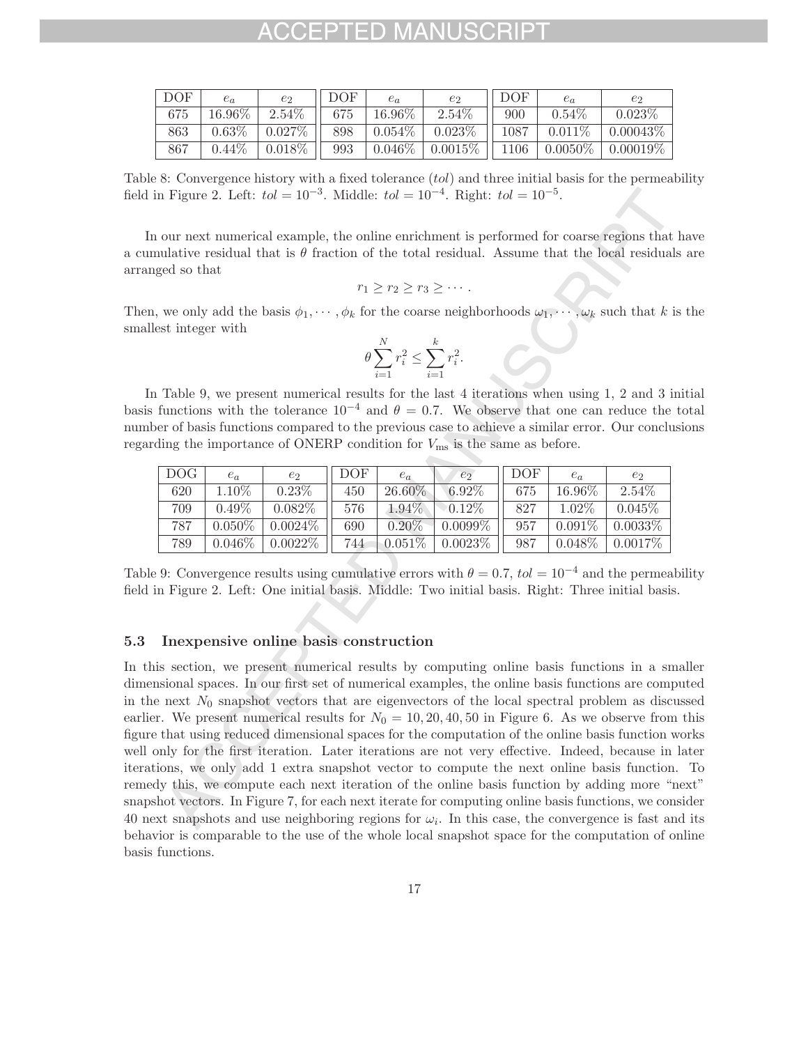| DOF | $e_a$ | $e_2$ | DOF | $e_a$ | $e_2$ | DOF | $e_a$ | $e_2$ |
|---|---|---|---|---|---|---|---|---|
| 675 | 16.96% | 2.54% | 675 | 16.96% | 2.54% | 900 | 0.54% | 0.023% |
| 863 | 0.63% | 0.027% | 898 | 0.054% | 0.023% | 1087 | 0.011% | 0.00043% |
| 867 | 0.44% | 0.018% | 993 | 0.046% | 0.0015% | 1106 | 0.0050% | 0.00019% |

Table 8: Convergence history with a fixed tolerance ($tol$) and three initial basis for the permeability field in Figure 2. Left: $tol = 10^{-3}$. Middle: $tol = 10^{-4}$. Right: $tol = 10^{-5}$.

In our next numerical example, the online enrichment is performed for coarse regions that have a cumulative residual that is $\theta$ fraction of the total residual. Assume that the local residuals are arranged so that

$$r_1 \geq r_2 \geq r_3 \geq \cdots .$$

Then, we only add the basis $\phi_1, \cdots, \phi_k$ for the coarse neighborhoods $\omega_1, \cdots, \omega_k$ such that $k$ is the smallest integer with

$$\theta \sum_{i=1}^{N} r_i^2 \leq \sum_{i=1}^{k} r_i^2.$$

In Table 9, we present numerical results for the last 4 iterations when using 1, 2 and 3 initial basis functions with the tolerance $10^{-4}$ and $\theta = 0.7$. We observe that one can reduce the total number of basis functions compared to the previous case to achieve a similar error. Our conclusions regarding the importance of ONERP condition for $V_{\text{ms}}$ is the same as before.

| DOG | $e_a$ | $e_2$ | DOF | $e_a$ | $e_2$ | DOF | $e_a$ | $e_2$ |
|---|---|---|---|---|---|---|---|---|
| 620 | 1.10% | 0.23% | 450 | 26.60% | 6.92% | 675 | 16.96% | 2.54% |
| 709 | 0.49% | 0.082% | 576 | 1.94% | 0.12% | 827 | 1.02% | 0.045% |
| 787 | 0.050% | 0.0024% | 690 | 0.20% | 0.0099% | 957 | 0.091% | 0.0033% |
| 789 | 0.046% | 0.0022% | 744 | 0.051% | 0.0023% | 987 | 0.048% | 0.0017% |

Table 9: Convergence results using cumulative errors with $\theta = 0.7$, $tol = 10^{-4}$ and the permeability field in Figure 2. Left: One initial basis. Middle: Two initial basis. Right: Three initial basis.

### 5.3 Inexpensive online basis construction

In this section, we present numerical results by computing online basis functions in a smaller dimensional spaces. In our first set of numerical examples, the online basis functions are computed in the next $N_0$ snapshot vectors that are eigenvectors of the local spectral problem as discussed earlier. We present numerical results for $N_0 = 10, 20, 40, 50$ in Figure 6. As we observe from this figure that using reduced dimensional spaces for the computation of the online basis function works well only for the first iteration. Later iterations are not very effective. Indeed, because in later iterations, we only add 1 extra snapshot vector to compute the next online basis function. To remedy this, we compute each next iteration of the online basis function by adding more "next" snapshot vectors. In Figure 7, for each next iterate for computing online basis functions, we consider 40 next snapshots and use neighboring regions for $\omega_i$. In this case, the convergence is fast and its behavior is comparable to the use of the whole local snapshot space for the computation of online basis functions.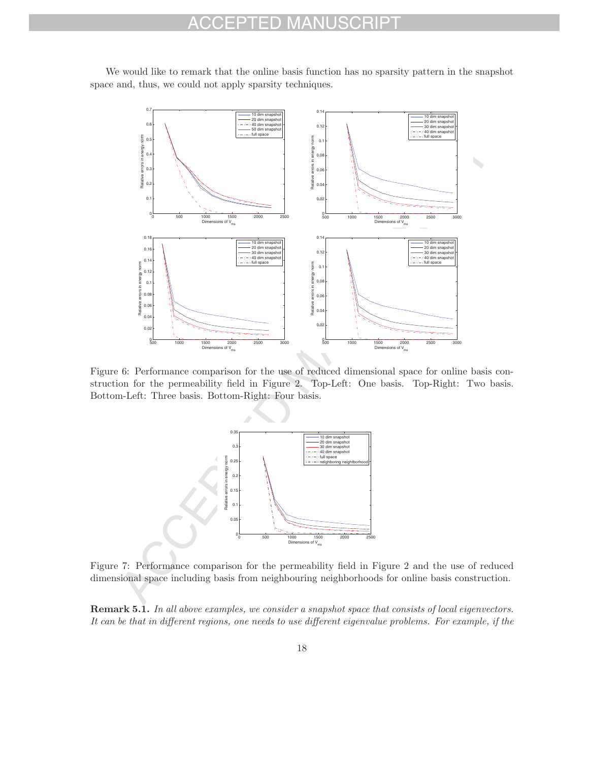We would like to remark that the online basis function has no sparsity pattern in the snapshot space and, thus, we could not apply sparsity techniques.

Figure 6: Performance comparison for the use of reduced dimensional space for online basis construction for the permeability field in Figure 2. Top-Left: One basis. Top-Right: Two basis. Bottom-Left: Three basis. Bottom-Right: Four basis.

Figure 7: Performance comparison for the permeability field in Figure 2 and the use of reduced dimensional space including basis from neighbouring neighborhoods for online basis construction.

**Remark 5.1.** *In all above examples, we consider a snapshot space that consists of local eigenvectors. It can be that in different regions, one needs to use different eigenvalue problems. For example, if the*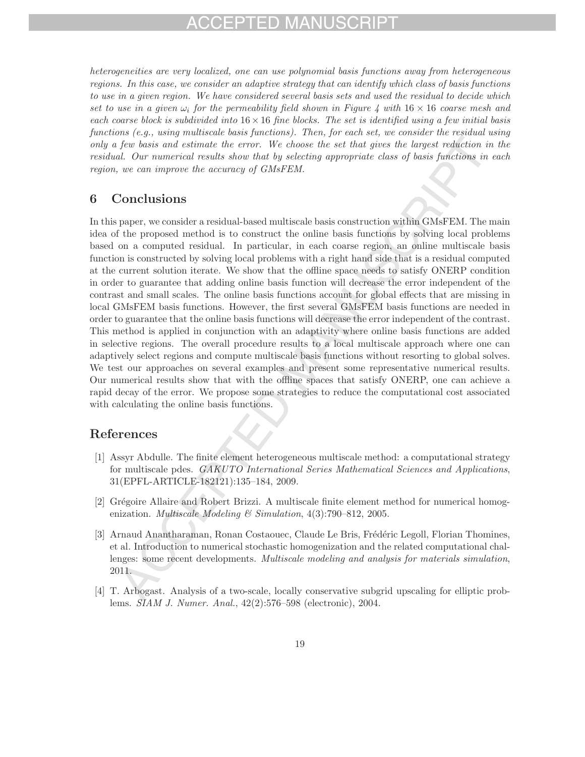*heterogeneities are very localized, one can use polynomial basis functions away from heterogeneous regions. In this case, we consider an adaptive strategy that can identify which class of basis functions to use in a given region. We have considered several basis sets and used the residual to decide which set to use in a given $\omega_i$ for the permeability field shown in Figure 4 with $16 \times 16$ coarse mesh and each coarse block is subdivided into $16 \times 16$ fine blocks. The set is identified using a few initial basis functions (e.g., using multiscale basis functions). Then, for each set, we consider the residual using only a few basis and estimate the error. We choose the set that gives the largest reduction in the residual. Our numerical results show that by selecting appropriate class of basis functions in each region, we can improve the accuracy of GMsFEM.*

## 6 Conclusions

In this paper, we consider a residual-based multiscale basis construction within GMsFEM. The main idea of the proposed method is to construct the online basis functions by solving local problems based on a computed residual. In particular, in each coarse region, an online multiscale basis function is constructed by solving local problems with a right hand side that is a residual computed at the current solution iterate. We show that the offline space needs to satisfy ONERP condition in order to guarantee that adding online basis function will decrease the error independent of the contrast and small scales. The online basis functions account for global effects that are missing in local GMsFEM basis functions. However, the first several GMsFEM basis functions are needed in order to guarantee that the online basis functions will decrease the error independent of the contrast. This method is applied in conjunction with an adaptivity where online basis functions are added in selective regions. The overall procedure results to a local multiscale approach where one can adaptively select regions and compute multiscale basis functions without resorting to global solves. We test our approaches on several examples and present some representative numerical results. Our numerical results show that with the offline spaces that satisfy ONERP, one can achieve a rapid decay of the error. We propose some strategies to reduce the computational cost associated with calculating the online basis functions.

## References

[1] Assyr Abdulle. The finite element heterogeneous multiscale method: a computational strategy for multiscale pdes. *GAKUTO International Series Mathematical Sciences and Applications*, 31(EPFL-ARTICLE-182121):135–184, 2009.

[2] Grégoire Allaire and Robert Brizzi. A multiscale finite element method for numerical homogenization. *Multiscale Modeling & Simulation*, 4(3):790–812, 2005.

[3] Arnaud Anantharaman, Ronan Costaouec, Claude Le Bris, Frédéric Legoll, Florian Thomines, et al. Introduction to numerical stochastic homogenization and the related computational challenges: some recent developments. *Multiscale modeling and analysis for materials simulation*, 2011.

[4] T. Arbogast. Analysis of a two-scale, locally conservative subgrid upscaling for elliptic problems. *SIAM J. Numer. Anal.*, 42(2):576–598 (electronic), 2004.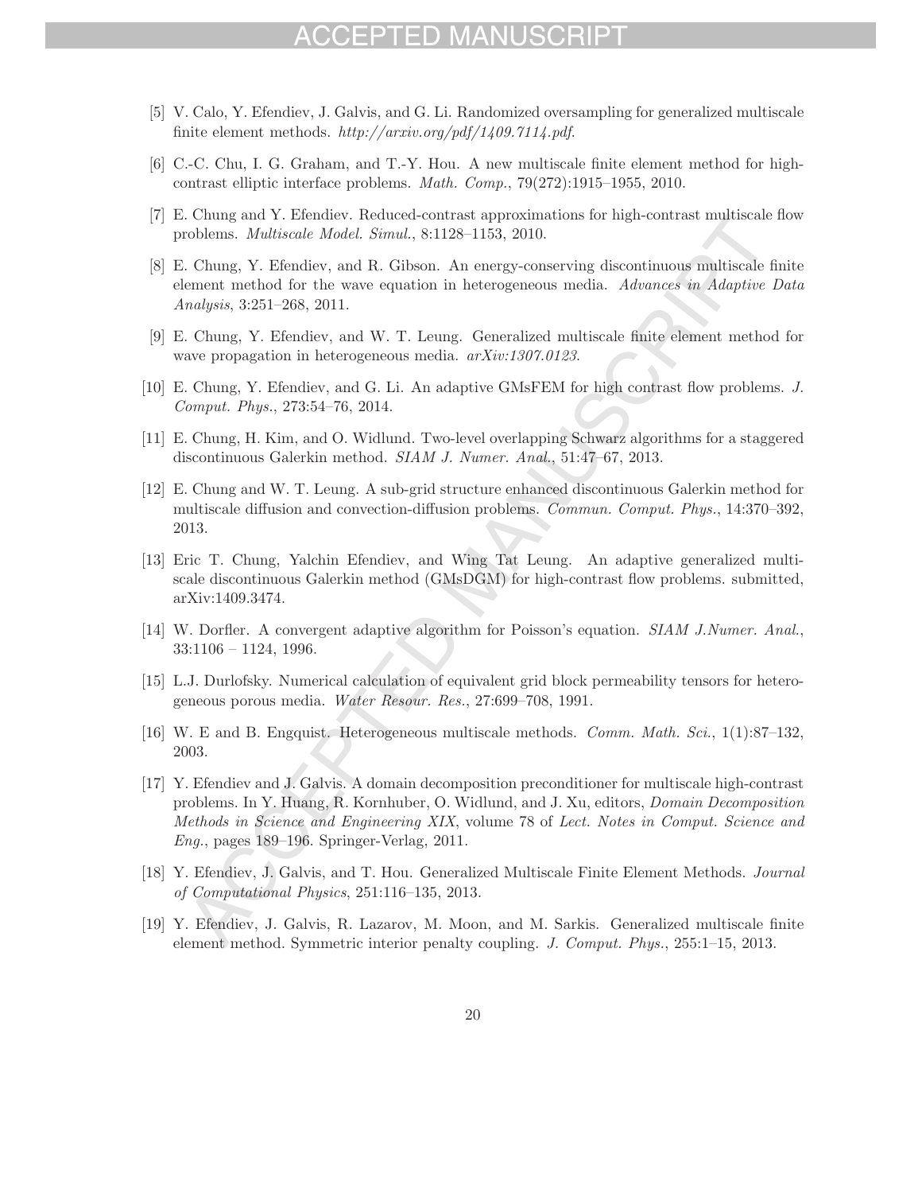[5] V. Calo, Y. Efendiev, J. Galvis, and G. Li. Randomized oversampling for generalized multiscale finite element methods. *http://arxiv.org/pdf/1409.7114.pdf*.

[6] C.-C. Chu, I. G. Graham, and T.-Y. Hou. A new multiscale finite element method for high-contrast elliptic interface problems. *Math. Comp.*, 79(272):1915–1955, 2010.

[7] E. Chung and Y. Efendiev. Reduced-contrast approximations for high-contrast multiscale flow problems. *Multiscale Model. Simul.*, 8:1128–1153, 2010.

[8] E. Chung, Y. Efendiev, and R. Gibson. An energy-conserving discontinuous multiscale finite element method for the wave equation in heterogeneous media. *Advances in Adaptive Data Analysis*, 3:251–268, 2011.

[9] E. Chung, Y. Efendiev, and W. T. Leung. Generalized multiscale finite element method for wave propagation in heterogeneous media. *arXiv:1307.0123*.

[10] E. Chung, Y. Efendiev, and G. Li. An adaptive GMsFEM for high contrast flow problems. *J. Comput. Phys.*, 273:54–76, 2014.

[11] E. Chung, H. Kim, and O. Widlund. Two-level overlapping Schwarz algorithms for a staggered discontinuous Galerkin method. *SIAM J. Numer. Anal.*, 51:47–67, 2013.

[12] E. Chung and W. T. Leung. A sub-grid structure enhanced discontinuous Galerkin method for multiscale diffusion and convection-diffusion problems. *Commun. Comput. Phys.*, 14:370–392, 2013.

[13] Eric T. Chung, Yalchin Efendiev, and Wing Tat Leung. An adaptive generalized multiscale discontinuous Galerkin method (GMsDGM) for high-contrast flow problems. submitted, arXiv:1409.3474.

[14] W. Dorfler. A convergent adaptive algorithm for Poisson's equation. *SIAM J.Numer. Anal.*, 33:1106 – 1124, 1996.

[15] L.J. Durlofsky. Numerical calculation of equivalent grid block permeability tensors for heterogeneous porous media. *Water Resour. Res.*, 27:699–708, 1991.

[16] W. E and B. Engquist. Heterogeneous multiscale methods. *Comm. Math. Sci.*, 1(1):87–132, 2003.

[17] Y. Efendiev and J. Galvis. A domain decomposition preconditioner for multiscale high-contrast problems. In Y. Huang, R. Kornhuber, O. Widlund, and J. Xu, editors, *Domain Decomposition Methods in Science and Engineering XIX*, volume 78 of *Lect. Notes in Comput. Science and Eng.*, pages 189–196. Springer-Verlag, 2011.

[18] Y. Efendiev, J. Galvis, and T. Hou. Generalized Multiscale Finite Element Methods. *Journal of Computational Physics*, 251:116–135, 2013.

[19] Y. Efendiev, J. Galvis, R. Lazarov, M. Moon, and M. Sarkis. Generalized multiscale finite element method. Symmetric interior penalty coupling. *J. Comput. Phys.*, 255:1–15, 2013.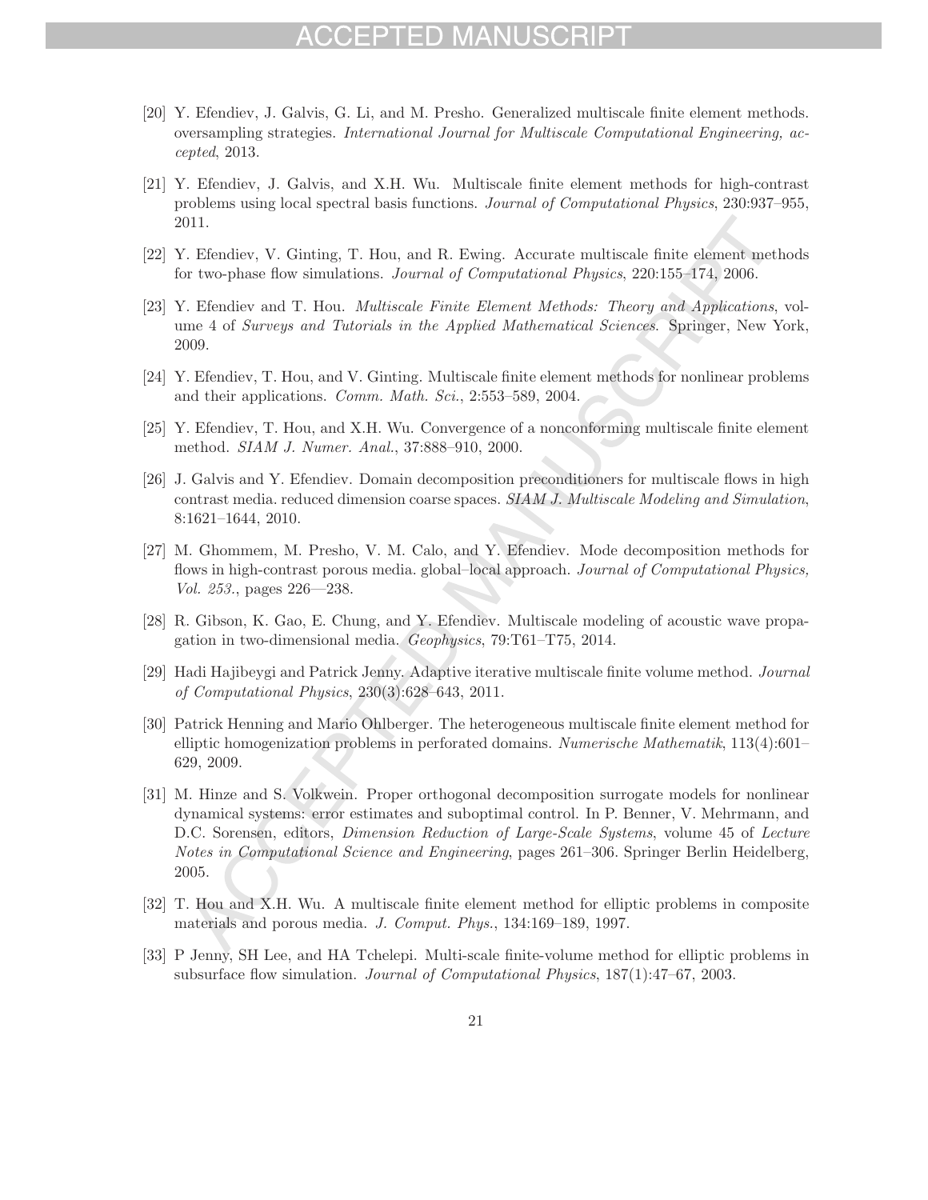[20] Y. Efendiev, J. Galvis, G. Li, and M. Presho. Generalized multiscale finite element methods. oversampling strategies. *International Journal for Multiscale Computational Engineering, accepted*, 2013.

[21] Y. Efendiev, J. Galvis, and X.H. Wu. Multiscale finite element methods for high-contrast problems using local spectral basis functions. *Journal of Computational Physics*, 230:937–955, 2011.

[22] Y. Efendiev, V. Ginting, T. Hou, and R. Ewing. Accurate multiscale finite element methods for two-phase flow simulations. *Journal of Computational Physics*, 220:155–174, 2006.

[23] Y. Efendiev and T. Hou. *Multiscale Finite Element Methods: Theory and Applications*, volume 4 of *Surveys and Tutorials in the Applied Mathematical Sciences*. Springer, New York, 2009.

[24] Y. Efendiev, T. Hou, and V. Ginting. Multiscale finite element methods for nonlinear problems and their applications. *Comm. Math. Sci.*, 2:553–589, 2004.

[25] Y. Efendiev, T. Hou, and X.H. Wu. Convergence of a nonconforming multiscale finite element method. *SIAM J. Numer. Anal.*, 37:888–910, 2000.

[26] J. Galvis and Y. Efendiev. Domain decomposition preconditioners for multiscale flows in high contrast media. reduced dimension coarse spaces. *SIAM J. Multiscale Modeling and Simulation*, 8:1621–1644, 2010.

[27] M. Ghommem, M. Presho, V. M. Calo, and Y. Efendiev. Mode decomposition methods for flows in high-contrast porous media. global–local approach. *Journal of Computational Physics, Vol. 253.*, pages 226—238.

[28] R. Gibson, K. Gao, E. Chung, and Y. Efendiev. Multiscale modeling of acoustic wave propagation in two-dimensional media. *Geophysics*, 79:T61–T75, 2014.

[29] Hadi Hajibeygi and Patrick Jenny. Adaptive iterative multiscale finite volume method. *Journal of Computational Physics*, 230(3):628–643, 2011.

[30] Patrick Henning and Mario Ohlberger. The heterogeneous multiscale finite element method for elliptic homogenization problems in perforated domains. *Numerische Mathematik*, 113(4):601–629, 2009.

[31] M. Hinze and S. Volkwein. Proper orthogonal decomposition surrogate models for nonlinear dynamical systems: error estimates and suboptimal control. In P. Benner, V. Mehrmann, and D.C. Sorensen, editors, *Dimension Reduction of Large-Scale Systems*, volume 45 of *Lecture Notes in Computational Science and Engineering*, pages 261–306. Springer Berlin Heidelberg, 2005.

[32] T. Hou and X.H. Wu. A multiscale finite element method for elliptic problems in composite materials and porous media. *J. Comput. Phys.*, 134:169–189, 1997.

[33] P Jenny, SH Lee, and HA Tchelepi. Multi-scale finite-volume method for elliptic problems in subsurface flow simulation. *Journal of Computational Physics*, 187(1):47–67, 2003.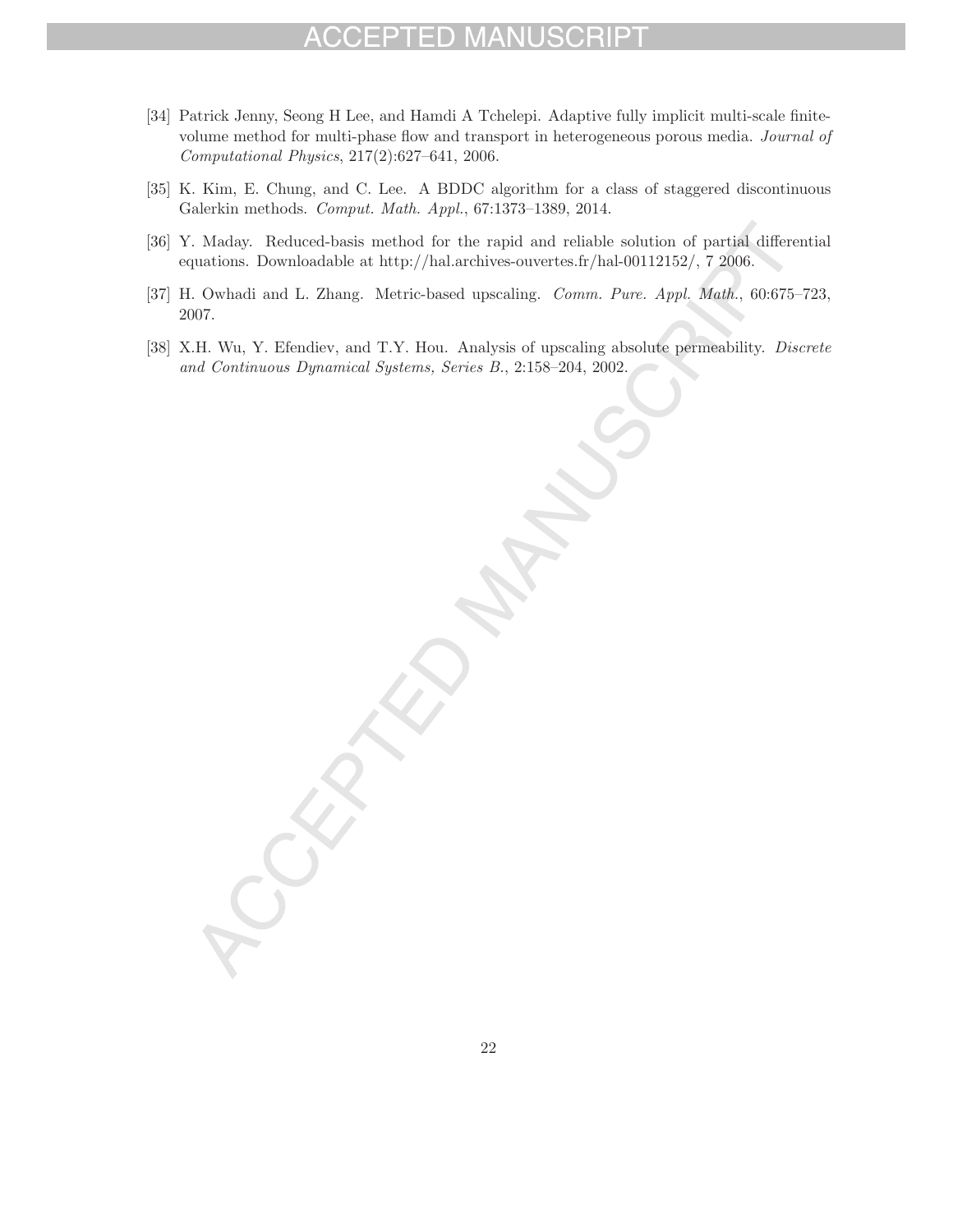[34] Patrick Jenny, Seong H Lee, and Hamdi A Tchelepi. Adaptive fully implicit multi-scale finite-volume method for multi-phase flow and transport in heterogeneous porous media. *Journal of Computational Physics*, 217(2):627–641, 2006.

[35] K. Kim, E. Chung, and C. Lee. A BDDC algorithm for a class of staggered discontinuous Galerkin methods. *Comput. Math. Appl.*, 67:1373–1389, 2014.

[36] Y. Maday. Reduced-basis method for the rapid and reliable solution of partial differential equations. Downloadable at http://hal.archives-ouvertes.fr/hal-00112152/, 7 2006.

[37] H. Owhadi and L. Zhang. Metric-based upscaling. *Comm. Pure. Appl. Math.*, 60:675–723, 2007.

[38] X.H. Wu, Y. Efendiev, and T.Y. Hou. Analysis of upscaling absolute permeability. *Discrete and Continuous Dynamical Systems, Series B.*, 2:158–204, 2002.